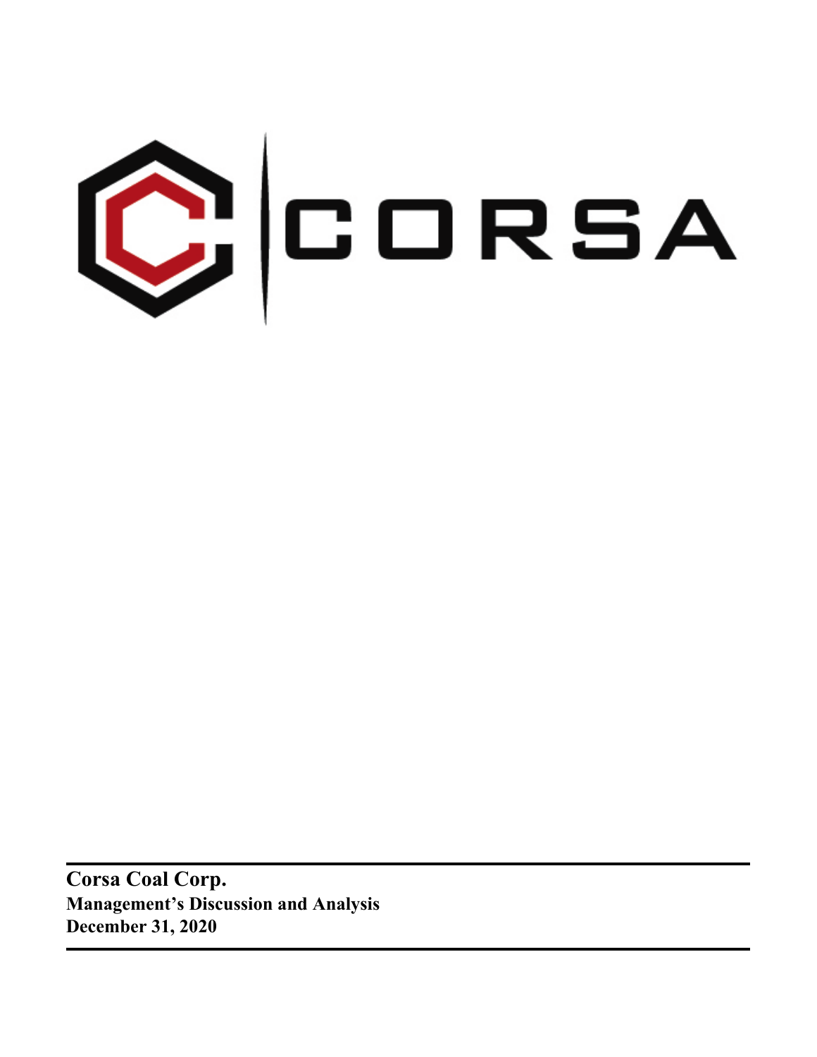CORSA

**Corsa Coal Corp.**
**Management's Discussion and Analysis**
**December 31, 2020**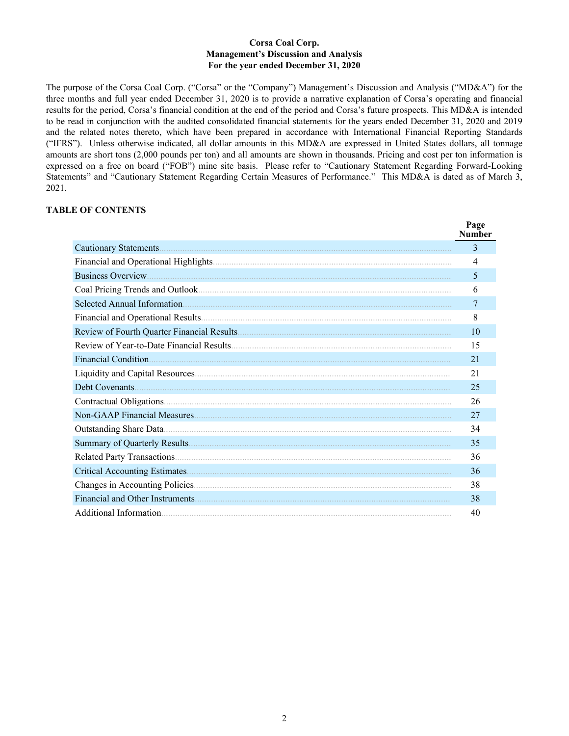**Corsa Coal Corp.**
**Management's Discussion and Analysis**
**For the year ended December 31, 2020**

The purpose of the Corsa Coal Corp. ("Corsa" or the "Company") Management's Discussion and Analysis ("MD&A") for the three months and full year ended December 31, 2020 is to provide a narrative explanation of Corsa's operating and financial results for the period, Corsa's financial condition at the end of the period and Corsa's future prospects. This MD&A is intended to be read in conjunction with the audited consolidated financial statements for the years ended December 31, 2020 and 2019 and the related notes thereto, which have been prepared in accordance with International Financial Reporting Standards ("IFRS"). Unless otherwise indicated, all dollar amounts in this MD&A are expressed in United States dollars, all tonnage amounts are short tons (2,000 pounds per ton) and all amounts are shown in thousands. Pricing and cost per ton information is expressed on a free on board ("FOB") mine site basis. Please refer to "Cautionary Statement Regarding Forward-Looking Statements" and "Cautionary Statement Regarding Certain Measures of Performance." This MD&A is dated as of March 3, 2021.

## TABLE OF CONTENTS

| | Page Number |
|---|---|
| Cautionary Statements | 3 |
| Financial and Operational Highlights | 4 |
| Business Overview | 5 |
| Coal Pricing Trends and Outlook | 6 |
| Selected Annual Information | 7 |
| Financial and Operational Results | 8 |
| Review of Fourth Quarter Financial Results | 10 |
| Review of Year-to-Date Financial Results | 15 |
| Financial Condition | 21 |
| Liquidity and Capital Resources | 21 |
| Debt Covenants | 25 |
| Contractual Obligations | 26 |
| Non-GAAP Financial Measures | 27 |
| Outstanding Share Data | 34 |
| Summary of Quarterly Results | 35 |
| Related Party Transactions | 36 |
| Critical Accounting Estimates | 36 |
| Changes in Accounting Policies | 38 |
| Financial and Other Instruments | 38 |
| Additional Information | 40 |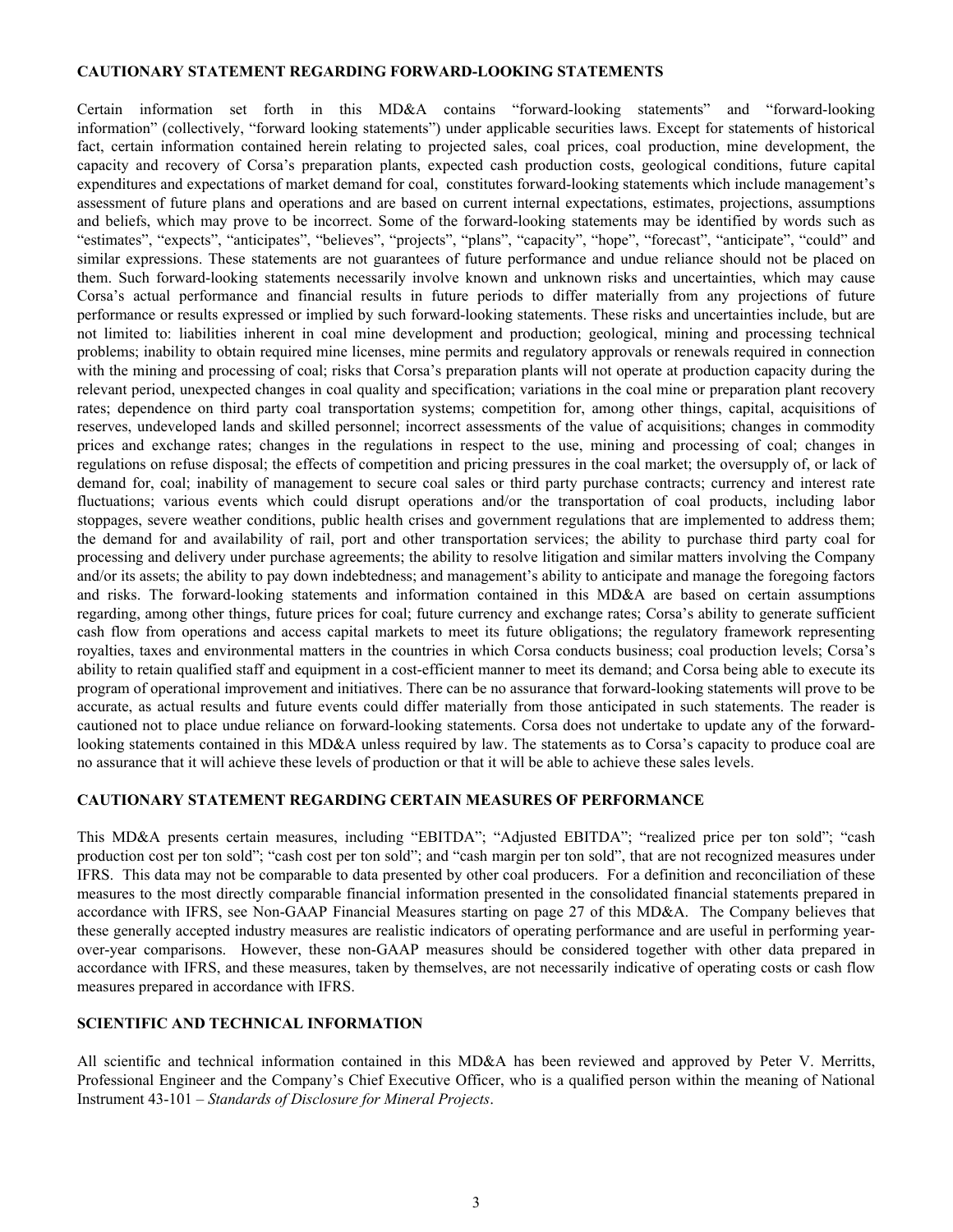## CAUTIONARY STATEMENT REGARDING FORWARD-LOOKING STATEMENTS

Certain information set forth in this MD&A contains "forward-looking statements" and "forward-looking information" (collectively, "forward looking statements") under applicable securities laws. Except for statements of historical fact, certain information contained herein relating to projected sales, coal prices, coal production, mine development, the capacity and recovery of Corsa's preparation plants, expected cash production costs, geological conditions, future capital expenditures and expectations of market demand for coal, constitutes forward-looking statements which include management's assessment of future plans and operations and are based on current internal expectations, estimates, projections, assumptions and beliefs, which may prove to be incorrect. Some of the forward-looking statements may be identified by words such as "estimates", "expects", "anticipates", "believes", "projects", "plans", "capacity", "hope", "forecast", "anticipate", "could" and similar expressions. These statements are not guarantees of future performance and undue reliance should not be placed on them. Such forward-looking statements necessarily involve known and unknown risks and uncertainties, which may cause Corsa's actual performance and financial results in future periods to differ materially from any projections of future performance or results expressed or implied by such forward-looking statements. These risks and uncertainties include, but are not limited to: liabilities inherent in coal mine development and production; geological, mining and processing technical problems; inability to obtain required mine licenses, mine permits and regulatory approvals or renewals required in connection with the mining and processing of coal; risks that Corsa's preparation plants will not operate at production capacity during the relevant period, unexpected changes in coal quality and specification; variations in the coal mine or preparation plant recovery rates; dependence on third party coal transportation systems; competition for, among other things, capital, acquisitions of reserves, undeveloped lands and skilled personnel; incorrect assessments of the value of acquisitions; changes in commodity prices and exchange rates; changes in the regulations in respect to the use, mining and processing of coal; changes in regulations on refuse disposal; the effects of competition and pricing pressures in the coal market; the oversupply of, or lack of demand for, coal; inability of management to secure coal sales or third party purchase contracts; currency and interest rate fluctuations; various events which could disrupt operations and/or the transportation of coal products, including labor stoppages, severe weather conditions, public health crises and government regulations that are implemented to address them; the demand for and availability of rail, port and other transportation services; the ability to purchase third party coal for processing and delivery under purchase agreements; the ability to resolve litigation and similar matters involving the Company and/or its assets; the ability to pay down indebtedness; and management's ability to anticipate and manage the foregoing factors and risks. The forward-looking statements and information contained in this MD&A are based on certain assumptions regarding, among other things, future prices for coal; future currency and exchange rates; Corsa's ability to generate sufficient cash flow from operations and access capital markets to meet its future obligations; the regulatory framework representing royalties, taxes and environmental matters in the countries in which Corsa conducts business; coal production levels; Corsa's ability to retain qualified staff and equipment in a cost-efficient manner to meet its demand; and Corsa being able to execute its program of operational improvement and initiatives. There can be no assurance that forward-looking statements will prove to be accurate, as actual results and future events could differ materially from those anticipated in such statements. The reader is cautioned not to place undue reliance on forward-looking statements. Corsa does not undertake to update any of the forward-looking statements contained in this MD&A unless required by law. The statements as to Corsa's capacity to produce coal are no assurance that it will achieve these levels of production or that it will be able to achieve these sales levels.

## CAUTIONARY STATEMENT REGARDING CERTAIN MEASURES OF PERFORMANCE

This MD&A presents certain measures, including "EBITDA"; "Adjusted EBITDA"; "realized price per ton sold"; "cash production cost per ton sold"; "cash cost per ton sold"; and "cash margin per ton sold", that are not recognized measures under IFRS. This data may not be comparable to data presented by other coal producers. For a definition and reconciliation of these measures to the most directly comparable financial information presented in the consolidated financial statements prepared in accordance with IFRS, see Non-GAAP Financial Measures starting on page 27 of this MD&A. The Company believes that these generally accepted industry measures are realistic indicators of operating performance and are useful in performing year-over-year comparisons. However, these non-GAAP measures should be considered together with other data prepared in accordance with IFRS, and these measures, taken by themselves, are not necessarily indicative of operating costs or cash flow measures prepared in accordance with IFRS.

## SCIENTIFIC AND TECHNICAL INFORMATION

All scientific and technical information contained in this MD&A has been reviewed and approved by Peter V. Merritts, Professional Engineer and the Company's Chief Executive Officer, who is a qualified person within the meaning of National Instrument 43-101 – *Standards of Disclosure for Mineral Projects*.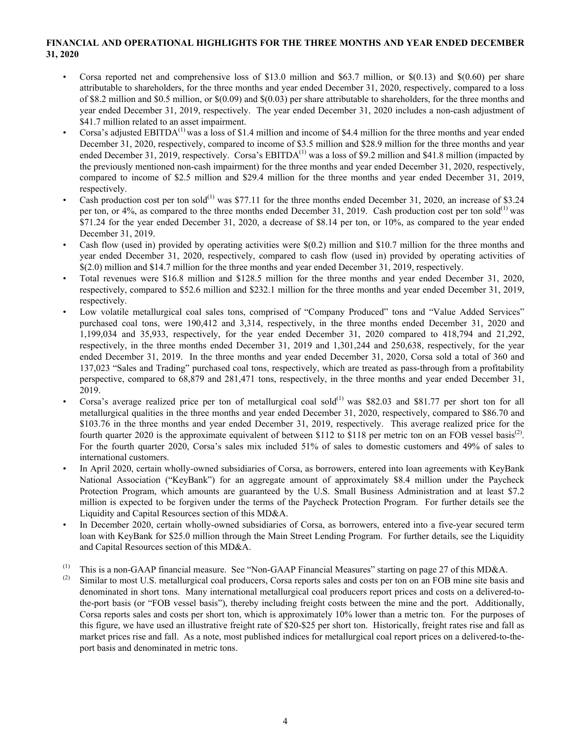**FINANCIAL AND OPERATIONAL HIGHLIGHTS FOR THE THREE MONTHS AND YEAR ENDED DECEMBER 31, 2020**

- Corsa reported net and comprehensive loss of $13.0 million and $63.7 million, or $(0.13) and $(0.60) per share attributable to shareholders, for the three months and year ended December 31, 2020, respectively, compared to a loss of $8.2 million and $0.5 million, or $(0.09) and $(0.03) per share attributable to shareholders, for the three months and year ended December 31, 2019, respectively. The year ended December 31, 2020 includes a non-cash adjustment of $41.7 million related to an asset impairment.
- Corsa's adjusted EBITDA[(1)] was a loss of $1.4 million and income of $4.4 million for the three months and year ended December 31, 2020, respectively, compared to income of $3.5 million and $28.9 million for the three months and year ended December 31, 2019, respectively. Corsa's EBITDA[(1)] was a loss of $9.2 million and $41.8 million (impacted by the previously mentioned non-cash impairment) for the three months and year ended December 31, 2020, respectively, compared to income of $2.5 million and $29.4 million for the three months and year ended December 31, 2019, respectively.
- Cash production cost per ton sold[(1)] was $77.11 for the three months ended December 31, 2020, an increase of $3.24 per ton, or 4%, as compared to the three months ended December 31, 2019. Cash production cost per ton sold[(1)] was $71.24 for the year ended December 31, 2020, a decrease of $8.14 per ton, or 10%, as compared to the year ended December 31, 2019.
- Cash flow (used in) provided by operating activities were $(0.2) million and $10.7 million for the three months and year ended December 31, 2020, respectively, compared to cash flow (used in) provided by operating activities of $(2.0) million and $14.7 million for the three months and year ended December 31, 2019, respectively.
- Total revenues were $16.8 million and $128.5 million for the three months and year ended December 31, 2020, respectively, compared to $52.6 million and $232.1 million for the three months and year ended December 31, 2019, respectively.
- Low volatile metallurgical coal sales tons, comprised of "Company Produced" tons and "Value Added Services" purchased coal tons, were 190,412 and 3,314, respectively, in the three months ended December 31, 2020 and 1,199,034 and 35,933, respectively, for the year ended December 31, 2020 compared to 418,794 and 21,292, respectively, in the three months ended December 31, 2019 and 1,301,244 and 250,638, respectively, for the year ended December 31, 2019. In the three months and year ended December 31, 2020, Corsa sold a total of 360 and 137,023 "Sales and Trading" purchased coal tons, respectively, which are treated as pass-through from a profitability perspective, compared to 68,879 and 281,471 tons, respectively, in the three months and year ended December 31, 2019.
- Corsa's average realized price per ton of metallurgical coal sold[(1)] was $82.03 and $81.77 per short ton for all metallurgical qualities in the three months and year ended December 31, 2020, respectively, compared to $86.70 and $103.76 in the three months and year ended December 31, 2019, respectively. This average realized price for the fourth quarter 2020 is the approximate equivalent of between $112 to $118 per metric ton on an FOB vessel basis[(2)]. For the fourth quarter 2020, Corsa's sales mix included 51% of sales to domestic customers and 49% of sales to international customers.
- In April 2020, certain wholly-owned subsidiaries of Corsa, as borrowers, entered into loan agreements with KeyBank National Association ("KeyBank") for an aggregate amount of approximately $8.4 million under the Paycheck Protection Program, which amounts are guaranteed by the U.S. Small Business Administration and at least $7.2 million is expected to be forgiven under the terms of the Paycheck Protection Program. For further details see the Liquidity and Capital Resources section of this MD&A.
- In December 2020, certain wholly-owned subsidiaries of Corsa, as borrowers, entered into a five-year secured term loan with KeyBank for $25.0 million through the Main Street Lending Program. For further details, see the Liquidity and Capital Resources section of this MD&A.

(1) This is a non-GAAP financial measure. See "Non-GAAP Financial Measures" starting on page 27 of this MD&A.

(2) Similar to most U.S. metallurgical coal producers, Corsa reports sales and costs per ton on an FOB mine site basis and denominated in short tons. Many international metallurgical coal producers report prices and costs on a delivered-to-the-port basis (or "FOB vessel basis"), thereby including freight costs between the mine and the port. Additionally, Corsa reports sales and costs per short ton, which is approximately 10% lower than a metric ton. For the purposes of this figure, we have used an illustrative freight rate of $20-$25 per short ton. Historically, freight rates rise and fall as market prices rise and fall. As a note, most published indices for metallurgical coal report prices on a delivered-to-the-port basis and denominated in metric tons.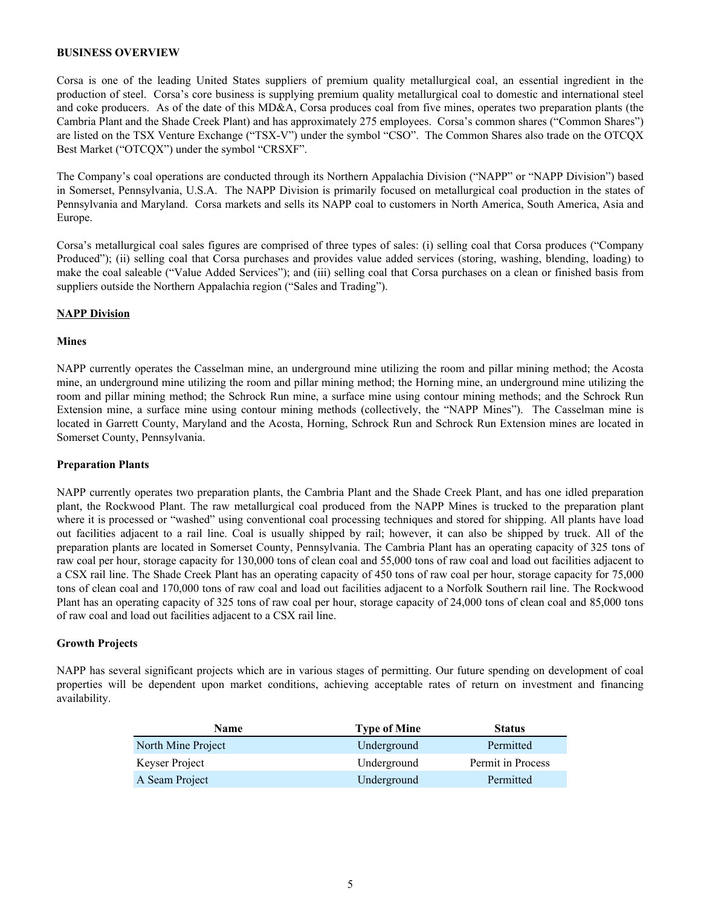**BUSINESS OVERVIEW**

Corsa is one of the leading United States suppliers of premium quality metallurgical coal, an essential ingredient in the production of steel. Corsa's core business is supplying premium quality metallurgical coal to domestic and international steel and coke producers. As of the date of this MD&A, Corsa produces coal from five mines, operates two preparation plants (the Cambria Plant and the Shade Creek Plant) and has approximately 275 employees. Corsa's common shares ("Common Shares") are listed on the TSX Venture Exchange ("TSX-V") under the symbol "CSO". The Common Shares also trade on the OTCQX Best Market ("OTCQX") under the symbol "CRSXF".

The Company's coal operations are conducted through its Northern Appalachia Division ("NAPP" or "NAPP Division") based in Somerset, Pennsylvania, U.S.A. The NAPP Division is primarily focused on metallurgical coal production in the states of Pennsylvania and Maryland. Corsa markets and sells its NAPP coal to customers in North America, South America, Asia and Europe.

Corsa's metallurgical coal sales figures are comprised of three types of sales: (i) selling coal that Corsa produces ("Company Produced"); (ii) selling coal that Corsa purchases and provides value added services (storing, washing, blending, loading) to make the coal saleable ("Value Added Services"); and (iii) selling coal that Corsa purchases on a clean or finished basis from suppliers outside the Northern Appalachia region ("Sales and Trading").

**NAPP Division**

**Mines**

NAPP currently operates the Casselman mine, an underground mine utilizing the room and pillar mining method; the Acosta mine, an underground mine utilizing the room and pillar mining method; the Horning mine, an underground mine utilizing the room and pillar mining method; the Schrock Run mine, a surface mine using contour mining methods; and the Schrock Run Extension mine, a surface mine using contour mining methods (collectively, the "NAPP Mines"). The Casselman mine is located in Garrett County, Maryland and the Acosta, Horning, Schrock Run and Schrock Run Extension mines are located in Somerset County, Pennsylvania.

**Preparation Plants**

NAPP currently operates two preparation plants, the Cambria Plant and the Shade Creek Plant, and has one idled preparation plant, the Rockwood Plant. The raw metallurgical coal produced from the NAPP Mines is trucked to the preparation plant where it is processed or "washed" using conventional coal processing techniques and stored for shipping. All plants have load out facilities adjacent to a rail line. Coal is usually shipped by rail; however, it can also be shipped by truck. All of the preparation plants are located in Somerset County, Pennsylvania. The Cambria Plant has an operating capacity of 325 tons of raw coal per hour, storage capacity for 130,000 tons of clean coal and 55,000 tons of raw coal and load out facilities adjacent to a CSX rail line. The Shade Creek Plant has an operating capacity of 450 tons of raw coal per hour, storage capacity for 75,000 tons of clean coal and 170,000 tons of raw coal and load out facilities adjacent to a Norfolk Southern rail line. The Rockwood Plant has an operating capacity of 325 tons of raw coal per hour, storage capacity of 24,000 tons of clean coal and 85,000 tons of raw coal and load out facilities adjacent to a CSX rail line.

**Growth Projects**

NAPP has several significant projects which are in various stages of permitting. Our future spending on development of coal properties will be dependent upon market conditions, achieving acceptable rates of return on investment and financing availability.

| Name | Type of Mine | Status |
|---|---|---|
| North Mine Project | Underground | Permitted |
| Keyser Project | Underground | Permit in Process |
| A Seam Project | Underground | Permitted |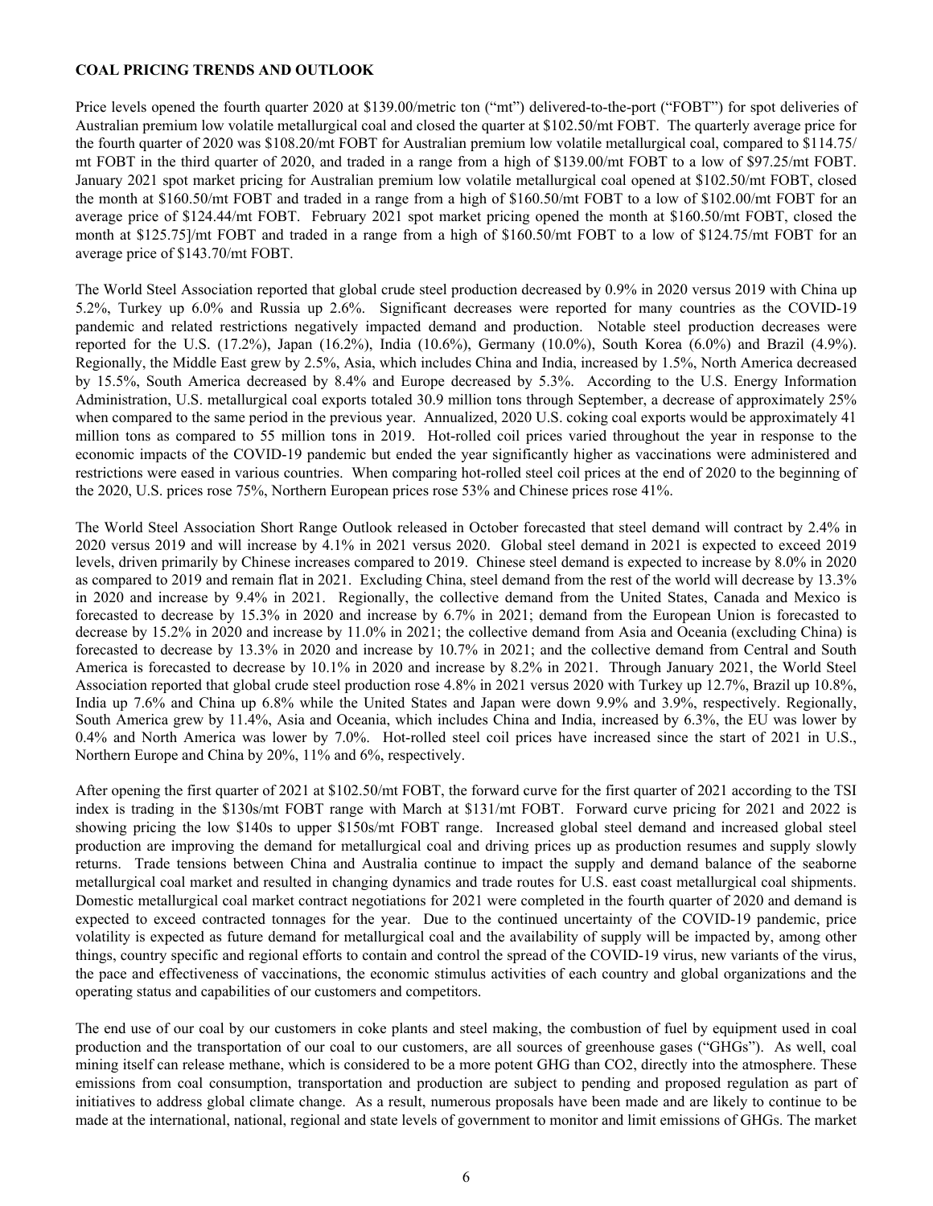**COAL PRICING TRENDS AND OUTLOOK**

Price levels opened the fourth quarter 2020 at $139.00/metric ton ("mt") delivered-to-the-port ("FOBT") for spot deliveries of Australian premium low volatile metallurgical coal and closed the quarter at $102.50/mt FOBT. The quarterly average price for the fourth quarter of 2020 was $108.20/mt FOBT for Australian premium low volatile metallurgical coal, compared to $114.75/ mt FOBT in the third quarter of 2020, and traded in a range from a high of $139.00/mt FOBT to a low of $97.25/mt FOBT. January 2021 spot market pricing for Australian premium low volatile metallurgical coal opened at $102.50/mt FOBT, closed the month at $160.50/mt FOBT and traded in a range from a high of $160.50/mt FOBT to a low of $102.00/mt FOBT for an average price of $124.44/mt FOBT. February 2021 spot market pricing opened the month at $160.50/mt FOBT, closed the month at $125.75]/mt FOBT and traded in a range from a high of $160.50/mt FOBT to a low of $124.75/mt FOBT for an average price of $143.70/mt FOBT.

The World Steel Association reported that global crude steel production decreased by 0.9% in 2020 versus 2019 with China up 5.2%, Turkey up 6.0% and Russia up 2.6%. Significant decreases were reported for many countries as the COVID-19 pandemic and related restrictions negatively impacted demand and production. Notable steel production decreases were reported for the U.S. (17.2%), Japan (16.2%), India (10.6%), Germany (10.0%), South Korea (6.0%) and Brazil (4.9%). Regionally, the Middle East grew by 2.5%, Asia, which includes China and India, increased by 1.5%, North America decreased by 15.5%, South America decreased by 8.4% and Europe decreased by 5.3%. According to the U.S. Energy Information Administration, U.S. metallurgical coal exports totaled 30.9 million tons through September, a decrease of approximately 25% when compared to the same period in the previous year. Annualized, 2020 U.S. coking coal exports would be approximately 41 million tons as compared to 55 million tons in 2019. Hot-rolled coil prices varied throughout the year in response to the economic impacts of the COVID-19 pandemic but ended the year significantly higher as vaccinations were administered and restrictions were eased in various countries. When comparing hot-rolled steel coil prices at the end of 2020 to the beginning of the 2020, U.S. prices rose 75%, Northern European prices rose 53% and Chinese prices rose 41%.

The World Steel Association Short Range Outlook released in October forecasted that steel demand will contract by 2.4% in 2020 versus 2019 and will increase by 4.1% in 2021 versus 2020. Global steel demand in 2021 is expected to exceed 2019 levels, driven primarily by Chinese increases compared to 2019. Chinese steel demand is expected to increase by 8.0% in 2020 as compared to 2019 and remain flat in 2021. Excluding China, steel demand from the rest of the world will decrease by 13.3% in 2020 and increase by 9.4% in 2021. Regionally, the collective demand from the United States, Canada and Mexico is forecasted to decrease by 15.3% in 2020 and increase by 6.7% in 2021; demand from the European Union is forecasted to decrease by 15.2% in 2020 and increase by 11.0% in 2021; the collective demand from Asia and Oceania (excluding China) is forecasted to decrease by 13.3% in 2020 and increase by 10.7% in 2021; and the collective demand from Central and South America is forecasted to decrease by 10.1% in 2020 and increase by 8.2% in 2021. Through January 2021, the World Steel Association reported that global crude steel production rose 4.8% in 2021 versus 2020 with Turkey up 12.7%, Brazil up 10.8%, India up 7.6% and China up 6.8% while the United States and Japan were down 9.9% and 3.9%, respectively. Regionally, South America grew by 11.4%, Asia and Oceania, which includes China and India, increased by 6.3%, the EU was lower by 0.4% and North America was lower by 7.0%. Hot-rolled steel coil prices have increased since the start of 2021 in U.S., Northern Europe and China by 20%, 11% and 6%, respectively.

After opening the first quarter of 2021 at $102.50/mt FOBT, the forward curve for the first quarter of 2021 according to the TSI index is trading in the $130s/mt FOBT range with March at $131/mt FOBT. Forward curve pricing for 2021 and 2022 is showing pricing the low $140s to upper $150s/mt FOBT range. Increased global steel demand and increased global steel production are improving the demand for metallurgical coal and driving prices up as production resumes and supply slowly returns. Trade tensions between China and Australia continue to impact the supply and demand balance of the seaborne metallurgical coal market and resulted in changing dynamics and trade routes for U.S. east coast metallurgical coal shipments. Domestic metallurgical coal market contract negotiations for 2021 were completed in the fourth quarter of 2020 and demand is expected to exceed contracted tonnages for the year. Due to the continued uncertainty of the COVID-19 pandemic, price volatility is expected as future demand for metallurgical coal and the availability of supply will be impacted by, among other things, country specific and regional efforts to contain and control the spread of the COVID-19 virus, new variants of the virus, the pace and effectiveness of vaccinations, the economic stimulus activities of each country and global organizations and the operating status and capabilities of our customers and competitors.

The end use of our coal by our customers in coke plants and steel making, the combustion of fuel by equipment used in coal production and the transportation of our coal to our customers, are all sources of greenhouse gases ("GHGs"). As well, coal mining itself can release methane, which is considered to be a more potent GHG than $CO_2$, directly into the atmosphere. These emissions from coal consumption, transportation and production are subject to pending and proposed regulation as part of initiatives to address global climate change. As a result, numerous proposals have been made and are likely to continue to be made at the international, national, regional and state levels of government to monitor and limit emissions of GHGs. The market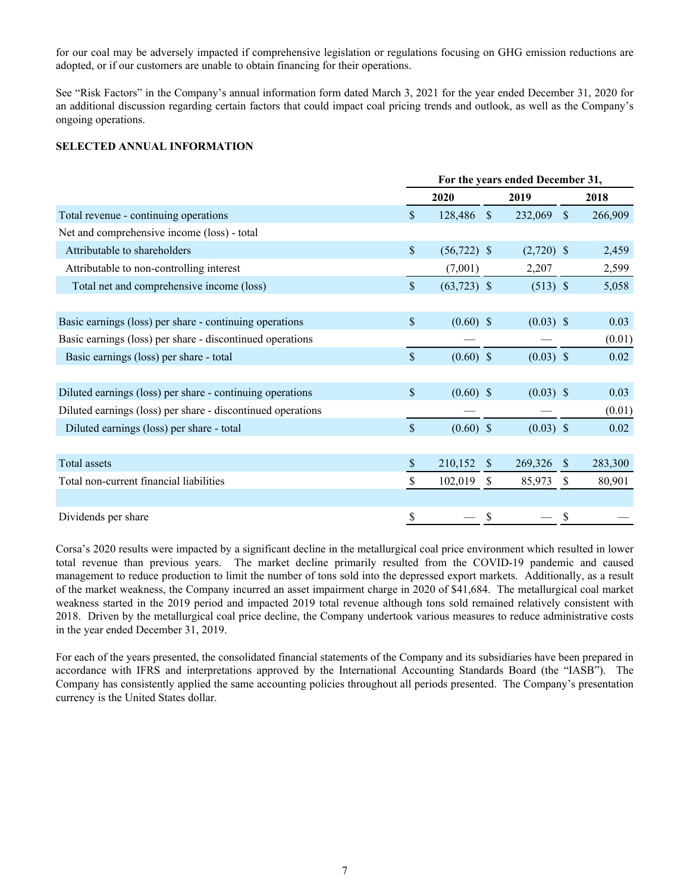for our coal may be adversely impacted if comprehensive legislation or regulations focusing on GHG emission reductions are adopted, or if our customers are unable to obtain financing for their operations.

See "Risk Factors" in the Company's annual information form dated March 3, 2021 for the year ended December 31, 2020 for an additional discussion regarding certain factors that could impact coal pricing trends and outlook, as well as the Company's ongoing operations.

**SELECTED ANNUAL INFORMATION**

| | For the years ended December 31, | | |
|---|---|---|---|
| | 2020 | 2019 | 2018 |
| Total revenue - continuing operations | $ 128,486 | $ 232,069 | $ 266,909 |
| Net and comprehensive income (loss) - total | | | |
| Attributable to shareholders | $ (56,722) | $ (2,720) | $ 2,459 |
| Attributable to non-controlling interest | (7,001) | 2,207 | 2,599 |
| Total net and comprehensive income (loss) | $ (63,723) | $ (513) | $ 5,058 |
| | | | |
| Basic earnings (loss) per share - continuing operations | $ (0.60) | $ (0.03) | $ 0.03 |
| Basic earnings (loss) per share - discontinued operations | — | — | (0.01) |
| Basic earnings (loss) per share - total | $ (0.60) | $ (0.03) | $ 0.02 |
| | | | |
| Diluted earnings (loss) per share - continuing operations | $ (0.60) | $ (0.03) | $ 0.03 |
| Diluted earnings (loss) per share - discontinued operations | — | — | (0.01) |
| Diluted earnings (loss) per share - total | $ (0.60) | $ (0.03) | $ 0.02 |
| | | | |
| Total assets | $ 210,152 | $ 269,326 | $ 283,300 |
| Total non-current financial liabilities | $ 102,019 | $ 85,973 | $ 80,901 |
| | | | |
| Dividends per share | $ — | $ — | $ — |

Corsa's 2020 results were impacted by a significant decline in the metallurgical coal price environment which resulted in lower total revenue than previous years. The market decline primarily resulted from the COVID-19 pandemic and caused management to reduce production to limit the number of tons sold into the depressed export markets. Additionally, as a result of the market weakness, the Company incurred an asset impairment charge in 2020 of $41,684. The metallurgical coal market weakness started in the 2019 period and impacted 2019 total revenue although tons sold remained relatively consistent with 2018. Driven by the metallurgical coal price decline, the Company undertook various measures to reduce administrative costs in the year ended December 31, 2019.

For each of the years presented, the consolidated financial statements of the Company and its subsidiaries have been prepared in accordance with IFRS and interpretations approved by the International Accounting Standards Board (the "IASB"). The Company has consistently applied the same accounting policies throughout all periods presented. The Company's presentation currency is the United States dollar.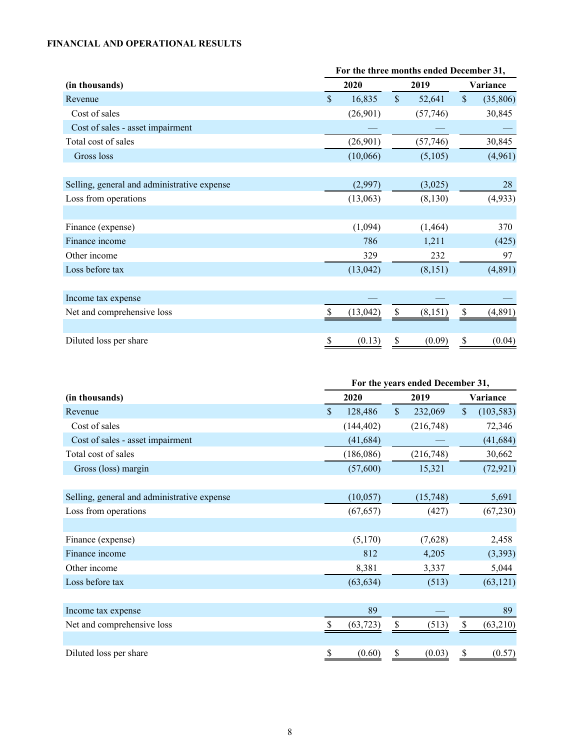**FINANCIAL AND OPERATIONAL RESULTS**

| (in thousands) | For the three months ended December 31, | | |
|---|---|---|---|
| | 2020 | 2019 | Variance |
| Revenue | $ 16,835 | $ 52,641 | $ (35,806) |
| Cost of sales | (26,901) | (57,746) | 30,845 |
| Cost of sales - asset impairment | — | — | — |
| Total cost of sales | (26,901) | (57,746) | 30,845 |
| Gross loss | (10,066) | (5,105) | (4,961) |
| | | | |
| Selling, general and administrative expense | (2,997) | (3,025) | 28 |
| Loss from operations | (13,063) | (8,130) | (4,933) |
| | | | |
| Finance (expense) | (1,094) | (1,464) | 370 |
| Finance income | 786 | 1,211 | (425) |
| Other income | 329 | 232 | 97 |
| Loss before tax | (13,042) | (8,151) | (4,891) |
| | | | |
| Income tax expense | — | — | — |
| Net and comprehensive loss | $ (13,042) | $ (8,151) | $ (4,891) |
| | | | |
| Diluted loss per share | $ (0.13) | $ (0.09) | $ (0.04) |

| (in thousands) | For the years ended December 31, | | |
|---|---|---|---|
| | 2020 | 2019 | Variance |
| Revenue | $ 128,486 | $ 232,069 | $ (103,583) |
| Cost of sales | (144,402) | (216,748) | 72,346 |
| Cost of sales - asset impairment | (41,684) | — | (41,684) |
| Total cost of sales | (186,086) | (216,748) | 30,662 |
| Gross (loss) margin | (57,600) | 15,321 | (72,921) |
| | | | |
| Selling, general and administrative expense | (10,057) | (15,748) | 5,691 |
| Loss from operations | (67,657) | (427) | (67,230) |
| | | | |
| Finance (expense) | (5,170) | (7,628) | 2,458 |
| Finance income | 812 | 4,205 | (3,393) |
| Other income | 8,381 | 3,337 | 5,044 |
| Loss before tax | (63,634) | (513) | (63,121) |
| | | | |
| Income tax expense | 89 | — | 89 |
| Net and comprehensive loss | $ (63,723) | $ (513) | $ (63,210) |
| | | | |
| Diluted loss per share | $ (0.60) | $ (0.03) | $ (0.57) |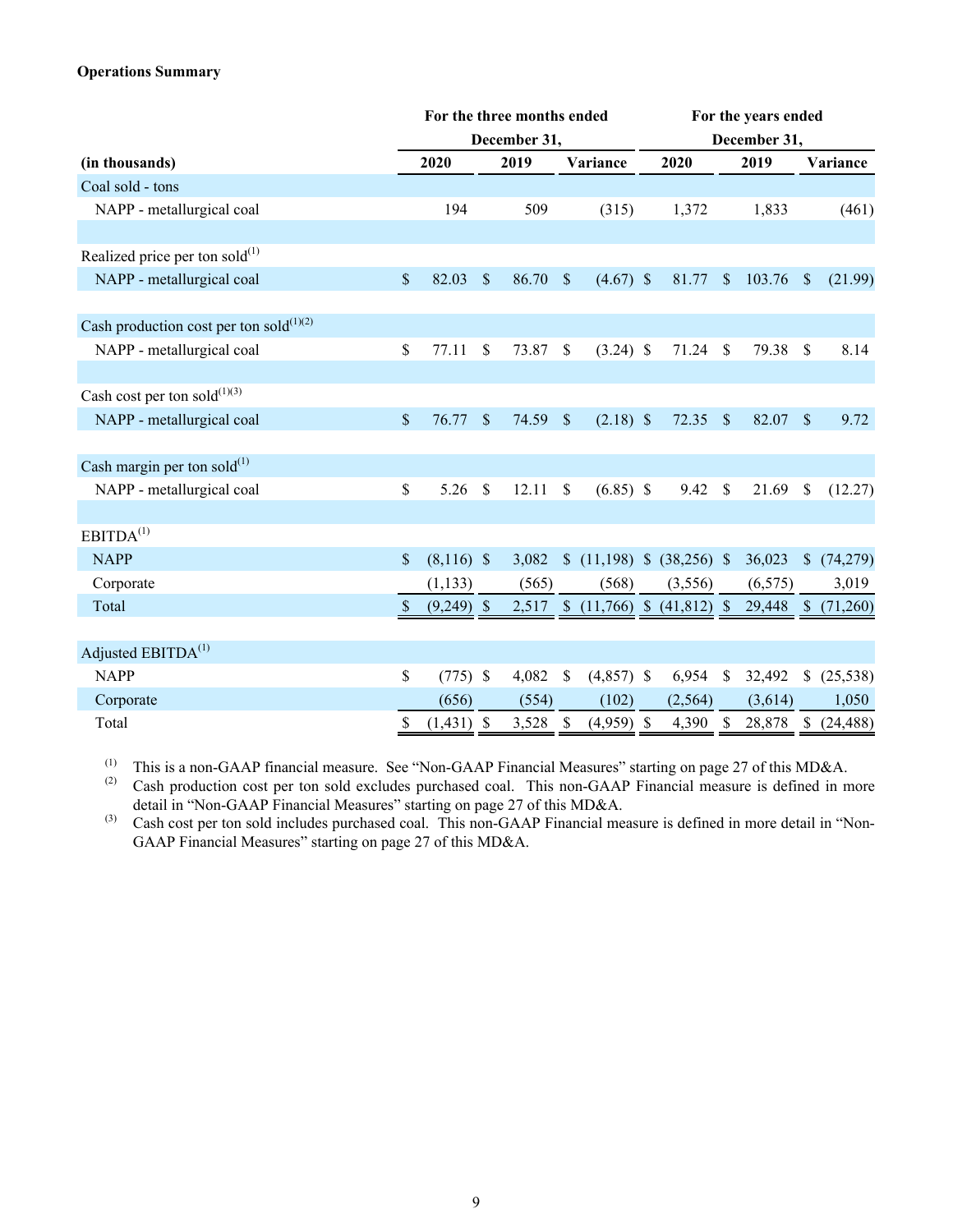**Operations Summary**

| (in thousands) | For the three months ended December 31, 2020 | 2019 | Variance | For the years ended December 31, 2020 | 2019 | Variance |
|---|---|---|---|---|---|---|
| Coal sold - tons | | | | | | |
| NAPP - metallurgical coal | 194 | 509 | (315) | 1,372 | 1,833 | (461) |
| | | | | | | |
| Realized price per ton sold[1] | | | | | | |
| NAPP - metallurgical coal | $ 82.03 | $ 86.70 | $ (4.67) | $ 81.77 | $ 103.76 | $ (21.99) |
| | | | | | | |
| Cash production cost per ton sold[1][2] | | | | | | |
| NAPP - metallurgical coal | $ 77.11 | $ 73.87 | $ (3.24) | $ 71.24 | $ 79.38 | $ 8.14 |
| | | | | | | |
| Cash cost per ton sold[1][3] | | | | | | |
| NAPP - metallurgical coal | $ 76.77 | $ 74.59 | $ (2.18) | $ 72.35 | $ 82.07 | $ 9.72 |
| | | | | | | |
| Cash margin per ton sold[1] | | | | | | |
| NAPP - metallurgical coal | $ 5.26 | $ 12.11 | $ (6.85) | $ 9.42 | $ 21.69 | $ (12.27) |
| | | | | | | |
| EBITDA[1] | | | | | | |
| NAPP | $ (8,116) | $ 3,082 | $ (11,198) | $ (38,256) | $ 36,023 | $ (74,279) |
| Corporate | (1,133) | (565) | (568) | (3,556) | (6,575) | 3,019 |
| Total | $ (9,249) | $ 2,517 | $ (11,766) | $ (41,812) | $ 29,448 | $ (71,260) |
| | | | | | | |
| Adjusted EBITDA[1] | | | | | | |
| NAPP | $ (775) | $ 4,082 | $ (4,857) | $ 6,954 | $ 32,492 | $ (25,538) |
| Corporate | (656) | (554) | (102) | (2,564) | (3,614) | 1,050 |
| Total | $ (1,431) | $ 3,528 | $ (4,959) | $ 4,390 | $ 28,878 | $ (24,488) |

(1) This is a non-GAAP financial measure. See "Non-GAAP Financial Measures" starting on page 27 of this MD&A.

(2) Cash production cost per ton sold excludes purchased coal. This non-GAAP Financial measure is defined in more detail in "Non-GAAP Financial Measures" starting on page 27 of this MD&A.

(3) Cash cost per ton sold includes purchased coal. This non-GAAP Financial measure is defined in more detail in "Non-GAAP Financial Measures" starting on page 27 of this MD&A.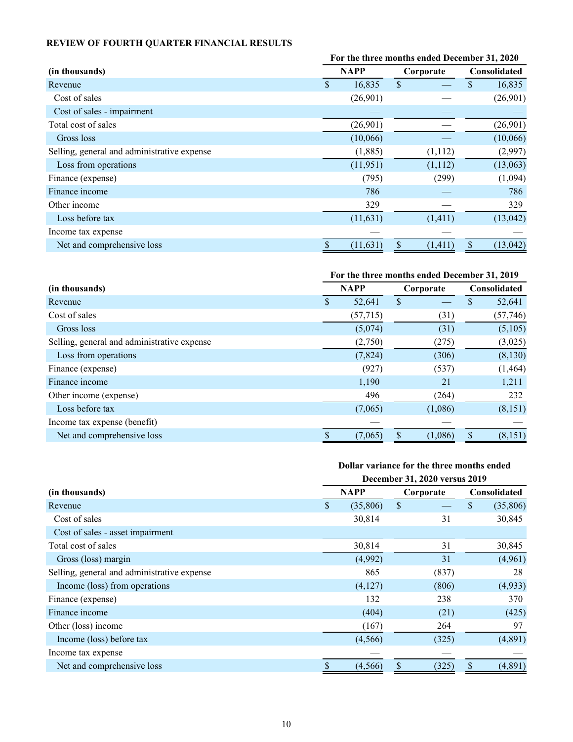**REVIEW OF FOURTH QUARTER FINANCIAL RESULTS**

| (in thousands) | For the three months ended December 31, 2020 | | |
|---|---|---|---|
| | NAPP | Corporate | Consolidated |
| Revenue | $ 16,835 | $ — | $ 16,835 |
| Cost of sales | (26,901) | — | (26,901) |
| Cost of sales - impairment | — | — | — |
| Total cost of sales | (26,901) | — | (26,901) |
| Gross loss | (10,066) | — | (10,066) |
| Selling, general and administrative expense | (1,885) | (1,112) | (2,997) |
| Loss from operations | (11,951) | (1,112) | (13,063) |
| Finance (expense) | (795) | (299) | (1,094) |
| Finance income | 786 | — | 786 |
| Other income | 329 | — | 329 |
| Loss before tax | (11,631) | (1,411) | (13,042) |
| Income tax expense | — | — | — |
| Net and comprehensive loss | $ (11,631) | $ (1,411) | $ (13,042) |

| (in thousands) | For the three months ended December 31, 2019 | | |
|---|---|---|---|
| | NAPP | Corporate | Consolidated |
| Revenue | $ 52,641 | $ — | $ 52,641 |
| Cost of sales | (57,715) | (31) | (57,746) |
| Gross loss | (5,074) | (31) | (5,105) |
| Selling, general and administrative expense | (2,750) | (275) | (3,025) |
| Loss from operations | (7,824) | (306) | (8,130) |
| Finance (expense) | (927) | (537) | (1,464) |
| Finance income | 1,190 | 21 | 1,211 |
| Other income (expense) | 496 | (264) | 232 |
| Loss before tax | (7,065) | (1,086) | (8,151) |
| Income tax expense (benefit) | — | — | — |
| Net and comprehensive loss | $ (7,065) | $ (1,086) | $ (8,151) |

| (in thousands) | Dollar variance for the three months ended December 31, 2020 versus 2019 | | |
|---|---|---|---|
| | NAPP | Corporate | Consolidated |
| Revenue | $ (35,806) | $ — | $ (35,806) |
| Cost of sales | 30,814 | 31 | 30,845 |
| Cost of sales - asset impairment | — | — | — |
| Total cost of sales | 30,814 | 31 | 30,845 |
| Gross (loss) margin | (4,992) | 31 | (4,961) |
| Selling, general and administrative expense | 865 | (837) | 28 |
| Income (loss) from operations | (4,127) | (806) | (4,933) |
| Finance (expense) | 132 | 238 | 370 |
| Finance income | (404) | (21) | (425) |
| Other (loss) income | (167) | 264 | 97 |
| Income (loss) before tax | (4,566) | (325) | (4,891) |
| Income tax expense | — | — | — |
| Net and comprehensive loss | $ (4,566) | $ (325) | $ (4,891) |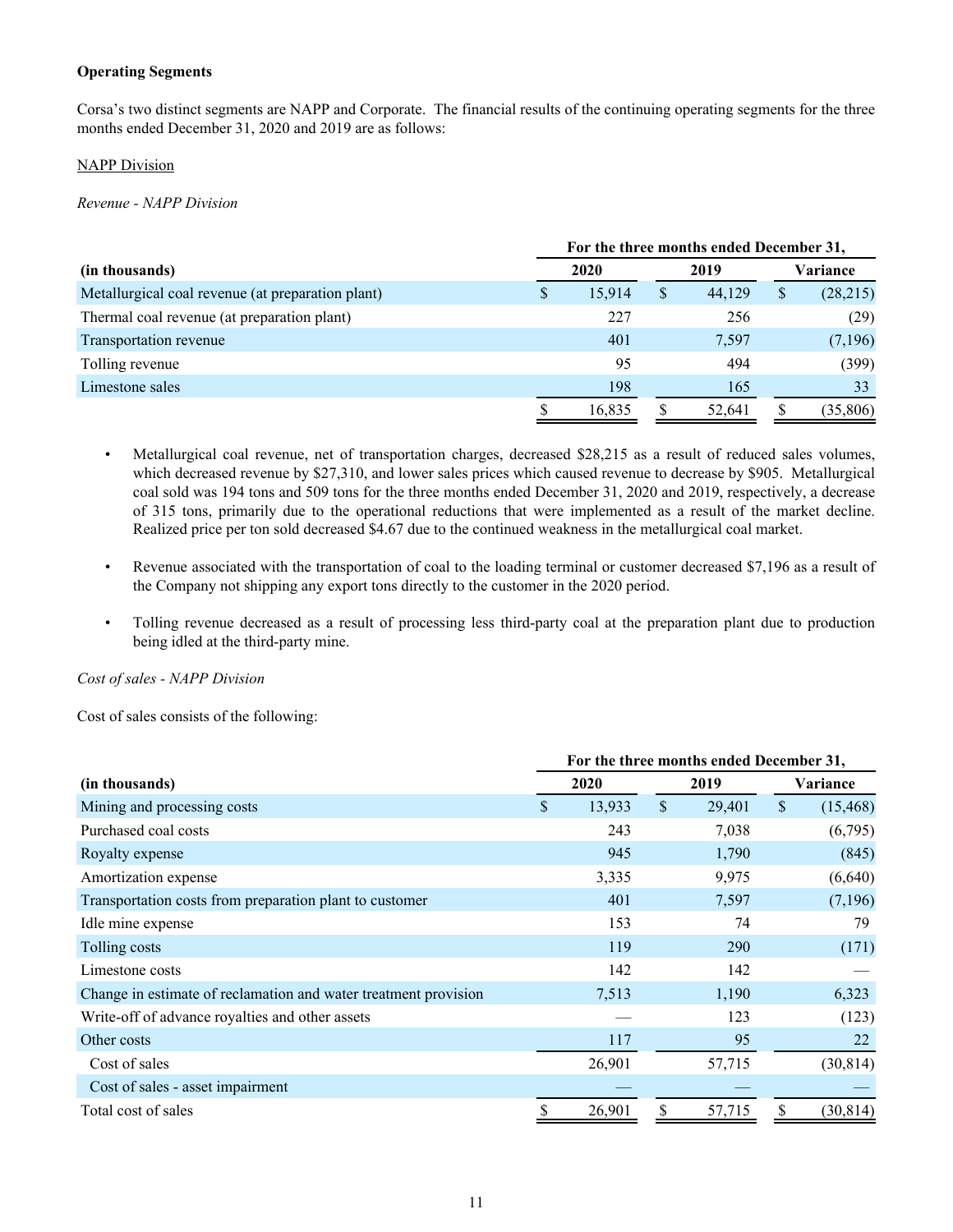**Operating Segments**

Corsa's two distinct segments are NAPP and Corporate. The financial results of the continuing operating segments for the three months ended December 31, 2020 and 2019 are as follows:

NAPP Division

*Revenue - NAPP Division*

| | For the three months ended December 31, | | |
|---|---|---|---|
| (in thousands) | 2020 | 2019 | Variance |
| Metallurgical coal revenue (at preparation plant) | $ 15,914 | $ 44,129 | $ (28,215) |
| Thermal coal revenue (at preparation plant) | 227 | 256 | (29) |
| Transportation revenue | 401 | 7,597 | (7,196) |
| Tolling revenue | 95 | 494 | (399) |
| Limestone sales | 198 | 165 | 33 |
| | $ 16,835 | $ 52,641 | $ (35,806) |

- Metallurgical coal revenue, net of transportation charges, decreased $28,215 as a result of reduced sales volumes, which decreased revenue by $27,310, and lower sales prices which caused revenue to decrease by $905. Metallurgical coal sold was 194 tons and 509 tons for the three months ended December 31, 2020 and 2019, respectively, a decrease of 315 tons, primarily due to the operational reductions that were implemented as a result of the market decline. Realized price per ton sold decreased $4.67 due to the continued weakness in the metallurgical coal market.
- Revenue associated with the transportation of coal to the loading terminal or customer decreased $7,196 as a result of the Company not shipping any export tons directly to the customer in the 2020 period.
- Tolling revenue decreased as a result of processing less third-party coal at the preparation plant due to production being idled at the third-party mine.

*Cost of sales - NAPP Division*

Cost of sales consists of the following:

| | For the three months ended December 31, | | |
|---|---|---|---|
| (in thousands) | 2020 | 2019 | Variance |
| Mining and processing costs | $ 13,933 | $ 29,401 | $ (15,468) |
| Purchased coal costs | 243 | 7,038 | (6,795) |
| Royalty expense | 945 | 1,790 | (845) |
| Amortization expense | 3,335 | 9,975 | (6,640) |
| Transportation costs from preparation plant to customer | 401 | 7,597 | (7,196) |
| Idle mine expense | 153 | 74 | 79 |
| Tolling costs | 119 | 290 | (171) |
| Limestone costs | 142 | 142 | — |
| Change in estimate of reclamation and water treatment provision | 7,513 | 1,190 | 6,323 |
| Write-off of advance royalties and other assets | — | 123 | (123) |
| Other costs | 117 | 95 | 22 |
| Cost of sales | 26,901 | 57,715 | (30,814) |
| Cost of sales - asset impairment | — | — | — |
| Total cost of sales | $ 26,901 | $ 57,715 | $ (30,814) |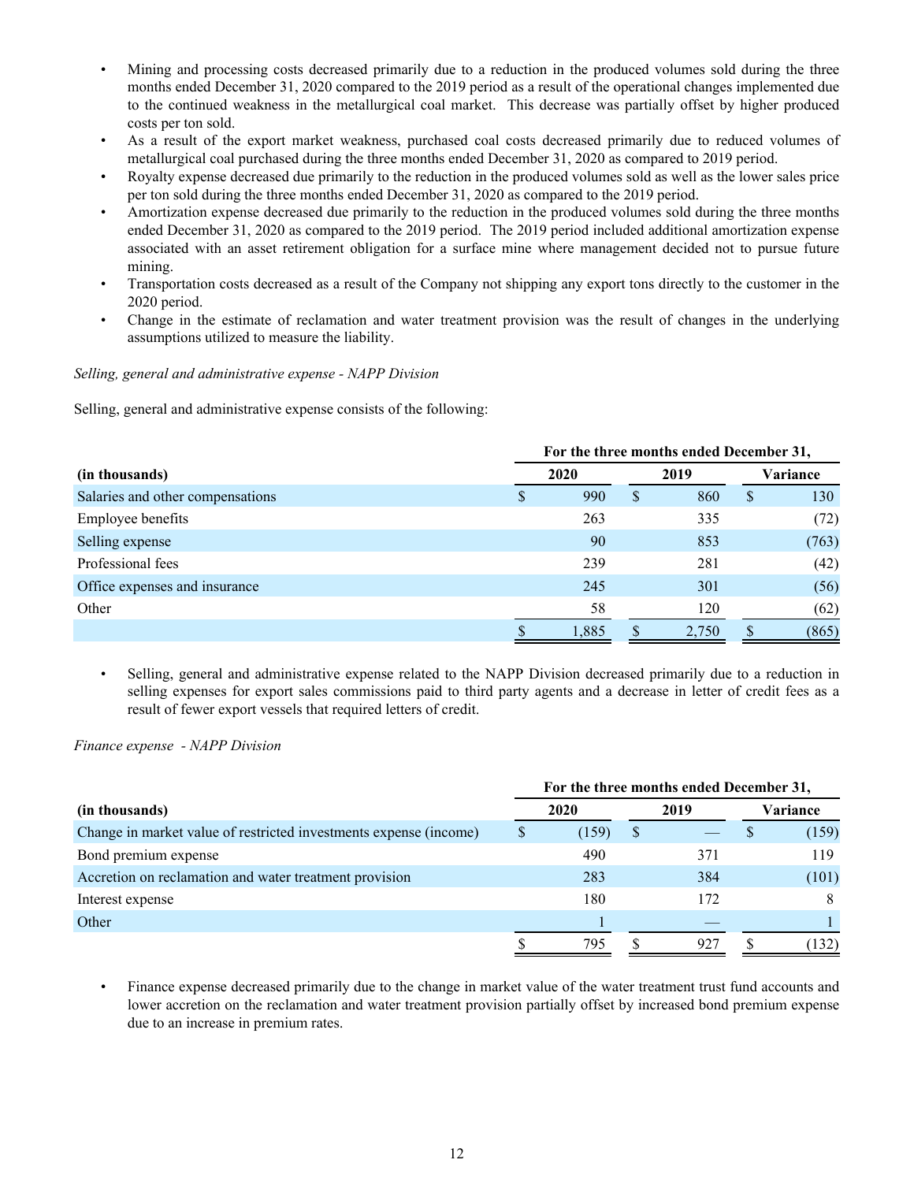- Mining and processing costs decreased primarily due to a reduction in the produced volumes sold during the three months ended December 31, 2020 compared to the 2019 period as a result of the operational changes implemented due to the continued weakness in the metallurgical coal market. This decrease was partially offset by higher produced costs per ton sold.
- As a result of the export market weakness, purchased coal costs decreased primarily due to reduced volumes of metallurgical coal purchased during the three months ended December 31, 2020 as compared to 2019 period.
- Royalty expense decreased due primarily to the reduction in the produced volumes sold as well as the lower sales price per ton sold during the three months ended December 31, 2020 as compared to the 2019 period.
- Amortization expense decreased due primarily to the reduction in the produced volumes sold during the three months ended December 31, 2020 as compared to the 2019 period. The 2019 period included additional amortization expense associated with an asset retirement obligation for a surface mine where management decided not to pursue future mining.
- Transportation costs decreased as a result of the Company not shipping any export tons directly to the customer in the 2020 period.
- Change in the estimate of reclamation and water treatment provision was the result of changes in the underlying assumptions utilized to measure the liability.

*Selling, general and administrative expense - NAPP Division*

Selling, general and administrative expense consists of the following:

| (in thousands) | For the three months ended December 31, 2020 | 2019 | Variance |
|---|---|---|---|
| Salaries and other compensations | $ 990 | $ 860 | $ 130 |
| Employee benefits | 263 | 335 | (72) |
| Selling expense | 90 | 853 | (763) |
| Professional fees | 239 | 281 | (42) |
| Office expenses and insurance | 245 | 301 | (56) |
| Other | 58 | 120 | (62) |
| | $ 1,885 | $ 2,750 | $ (865) |

- Selling, general and administrative expense related to the NAPP Division decreased primarily due to a reduction in selling expenses for export sales commissions paid to third party agents and a decrease in letter of credit fees as a result of fewer export vessels that required letters of credit.

*Finance expense - NAPP Division*

| (in thousands) | For the three months ended December 31, 2020 | 2019 | Variance |
|---|---|---|---|
| Change in market value of restricted investments expense (income) | $ (159) | $ — | $ (159) |
| Bond premium expense | 490 | 371 | 119 |
| Accretion on reclamation and water treatment provision | 283 | 384 | (101) |
| Interest expense | 180 | 172 | 8 |
| Other | 1 | — | 1 |
| | $ 795 | $ 927 | $ (132) |

- Finance expense decreased primarily due to the change in market value of the water treatment trust fund accounts and lower accretion on the reclamation and water treatment provision partially offset by increased bond premium expense due to an increase in premium rates.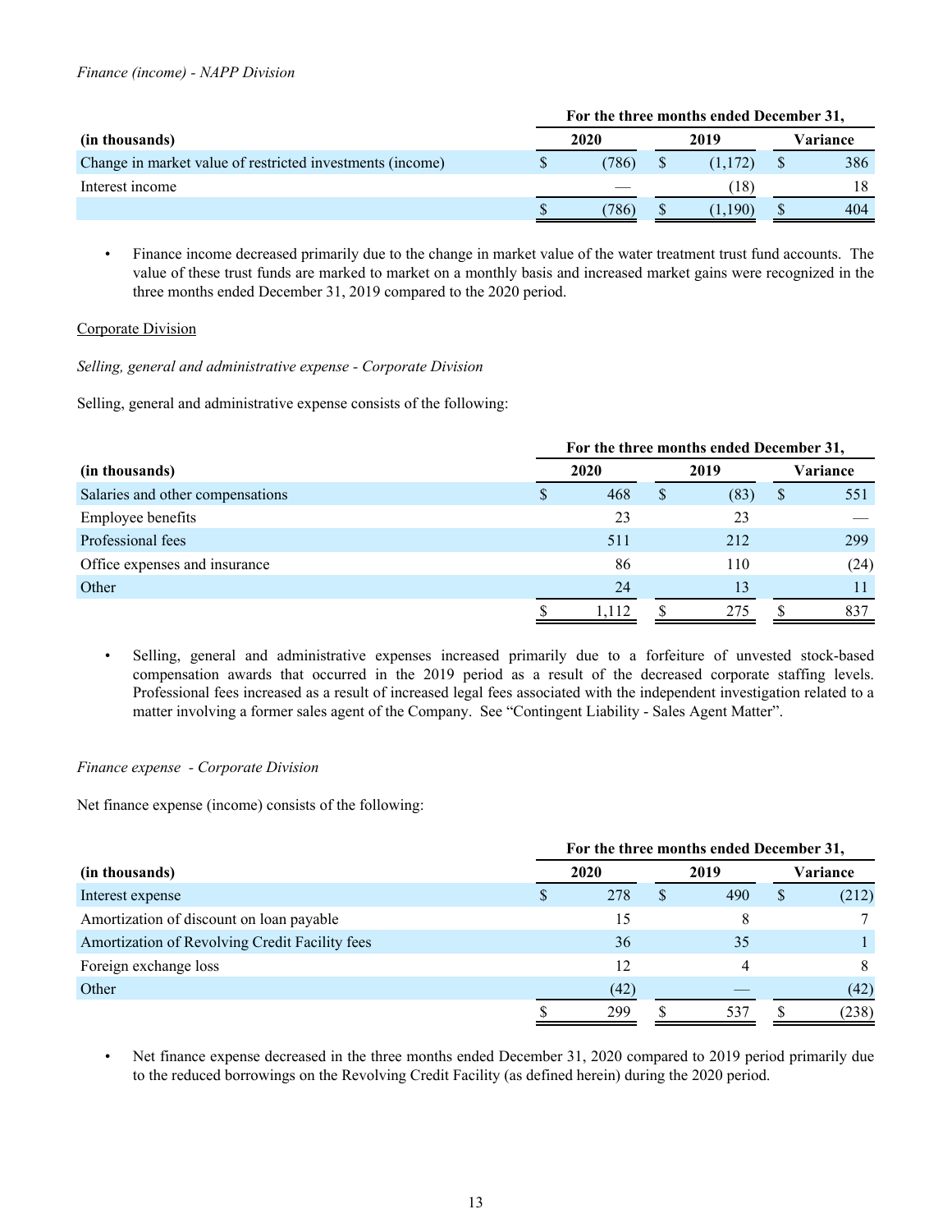*Finance (income) - NAPP Division*

| (in thousands) | For the three months ended December 31, 2020 | 2019 | Variance |
|---|---|---|---|
| Change in market value of restricted investments (income) | $ (786) | $ (1,172) | $ 386 |
| Interest income | — | (18) | 18 |
| | $ (786) | $ (1,190) | $ 404 |

- Finance income decreased primarily due to the change in market value of the water treatment trust fund accounts. The value of these trust funds are marked to market on a monthly basis and increased market gains were recognized in the three months ended December 31, 2019 compared to the 2020 period.

<u>Corporate Division</u>

*Selling, general and administrative expense - Corporate Division*

Selling, general and administrative expense consists of the following:

| (in thousands) | For the three months ended December 31, 2020 | 2019 | Variance |
|---|---|---|---|
| Salaries and other compensations | $ 468 | $ (83) | $ 551 |
| Employee benefits | 23 | 23 | — |
| Professional fees | 511 | 212 | 299 |
| Office expenses and insurance | 86 | 110 | (24) |
| Other | 24 | 13 | 11 |
| | $ 1,112 | $ 275 | $ 837 |

- Selling, general and administrative expenses increased primarily due to a forfeiture of unvested stock-based compensation awards that occurred in the 2019 period as a result of the decreased corporate staffing levels. Professional fees increased as a result of increased legal fees associated with the independent investigation related to a matter involving a former sales agent of the Company. See "Contingent Liability - Sales Agent Matter".

*Finance expense - Corporate Division*

Net finance expense (income) consists of the following:

| (in thousands) | For the three months ended December 31, 2020 | 2019 | Variance |
|---|---|---|---|
| Interest expense | $ 278 | $ 490 | $ (212) |
| Amortization of discount on loan payable | 15 | 8 | 7 |
| Amortization of Revolving Credit Facility fees | 36 | 35 | 1 |
| Foreign exchange loss | 12 | 4 | 8 |
| Other | (42) | — | (42) |
| | $ 299 | $ 537 | $ (238) |

- Net finance expense decreased in the three months ended December 31, 2020 compared to 2019 period primarily due to the reduced borrowings on the Revolving Credit Facility (as defined herein) during the 2020 period.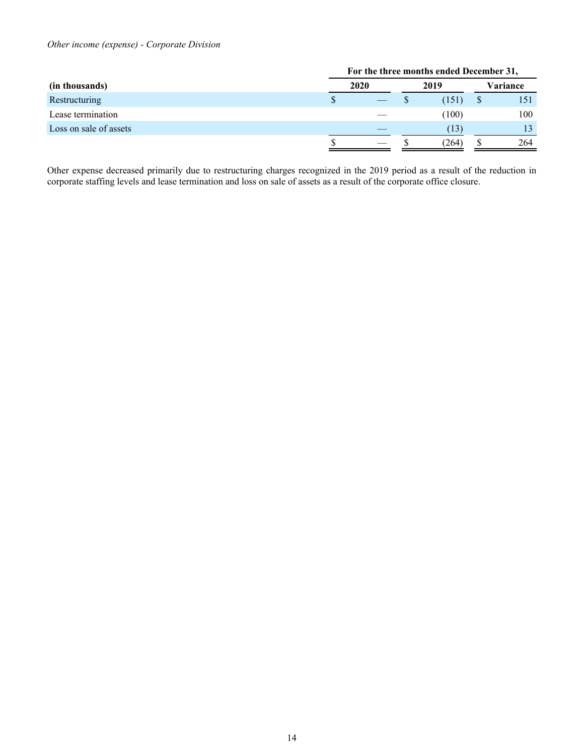*Other income (expense) - Corporate Division*

| (in thousands) | For the three months ended December 31, 2020 | 2019 | Variance |
|---|---|---|---|
| Restructuring | $ — | $ (151) | $ 151 |
| Lease termination | — | (100) | 100 |
| Loss on sale of assets | — | (13) | 13 |
| | $ — | $ (264) | $ 264 |

Other expense decreased primarily due to restructuring charges recognized in the 2019 period as a result of the reduction in corporate staffing levels and lease termination and loss on sale of assets as a result of the corporate office closure.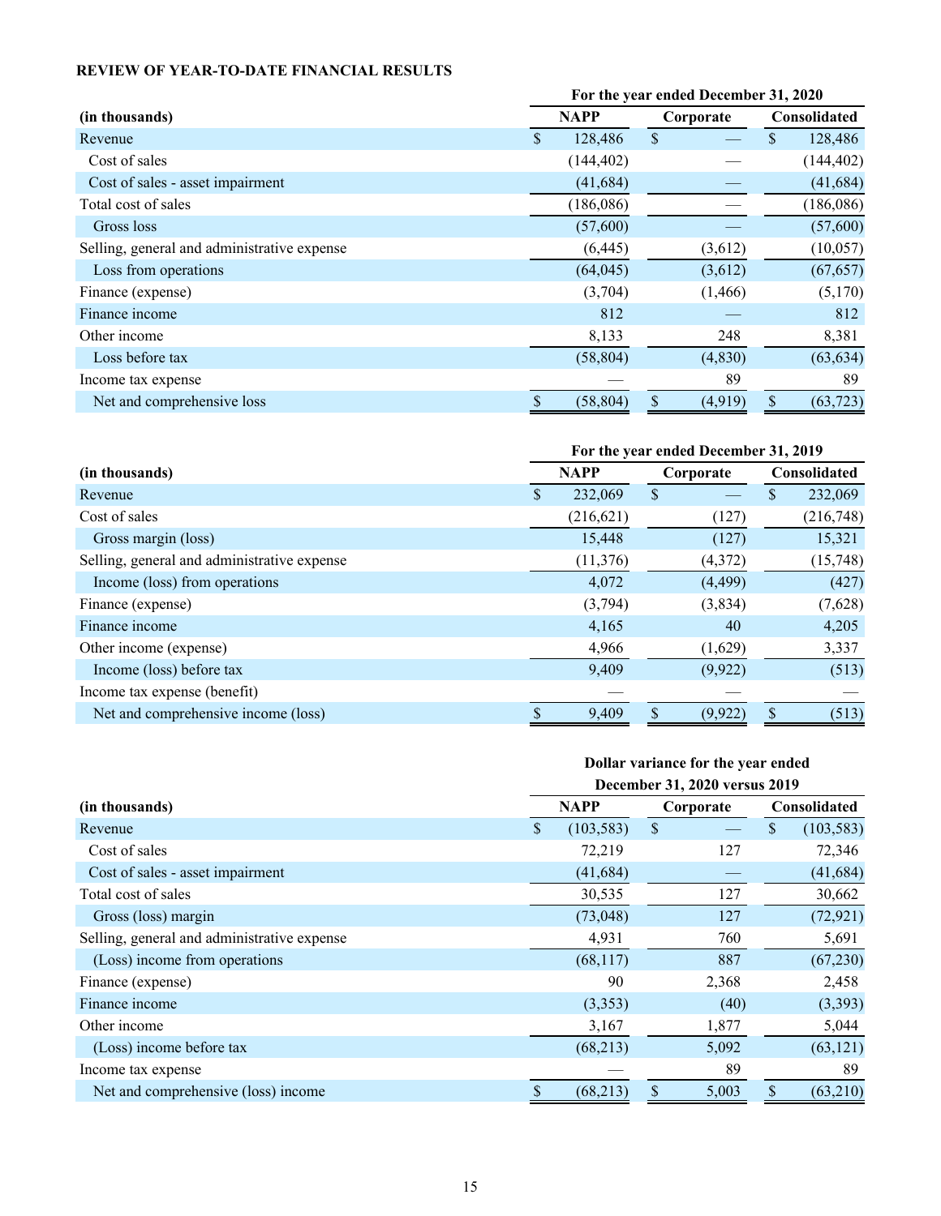**REVIEW OF YEAR-TO-DATE FINANCIAL RESULTS**

| | For the year ended December 31, 2020 | | |
|---|---|---|---|
| (in thousands) | NAPP | Corporate | Consolidated |
| Revenue | $ 128,486 | $ — | $ 128,486 |
| Cost of sales | (144,402) | — | (144,402) |
| Cost of sales - asset impairment | (41,684) | — | (41,684) |
| Total cost of sales | (186,086) | — | (186,086) |
| Gross loss | (57,600) | — | (57,600) |
| Selling, general and administrative expense | (6,445) | (3,612) | (10,057) |
| Loss from operations | (64,045) | (3,612) | (67,657) |
| Finance (expense) | (3,704) | (1,466) | (5,170) |
| Finance income | 812 | — | 812 |
| Other income | 8,133 | 248 | 8,381 |
| Loss before tax | (58,804) | (4,830) | (63,634) |
| Income tax expense | — | 89 | 89 |
| Net and comprehensive loss | $ (58,804) | $ (4,919) | $ (63,723) |

| | For the year ended December 31, 2019 | | |
|---|---|---|---|
| (in thousands) | NAPP | Corporate | Consolidated |
| Revenue | $ 232,069 | $ — | $ 232,069 |
| Cost of sales | (216,621) | (127) | (216,748) |
| Gross margin (loss) | 15,448 | (127) | 15,321 |
| Selling, general and administrative expense | (11,376) | (4,372) | (15,748) |
| Income (loss) from operations | 4,072 | (4,499) | (427) |
| Finance (expense) | (3,794) | (3,834) | (7,628) |
| Finance income | 4,165 | 40 | 4,205 |
| Other income (expense) | 4,966 | (1,629) | 3,337 |
| Income (loss) before tax | 9,409 | (9,922) | (513) |
| Income tax expense (benefit) | — | — | — |
| Net and comprehensive income (loss) | $ 9,409 | $ (9,922) | $ (513) |

| | Dollar variance for the year ended December 31, 2020 versus 2019 | | |
|---|---|---|---|
| (in thousands) | NAPP | Corporate | Consolidated |
| Revenue | $ (103,583) | $ — | $ (103,583) |
| Cost of sales | 72,219 | 127 | 72,346 |
| Cost of sales - asset impairment | (41,684) | — | (41,684) |
| Total cost of sales | 30,535 | 127 | 30,662 |
| Gross (loss) margin | (73,048) | 127 | (72,921) |
| Selling, general and administrative expense | 4,931 | 760 | 5,691 |
| (Loss) income from operations | (68,117) | 887 | (67,230) |
| Finance (expense) | 90 | 2,368 | 2,458 |
| Finance income | (3,353) | (40) | (3,393) |
| Other income | 3,167 | 1,877 | 5,044 |
| (Loss) income before tax | (68,213) | 5,092 | (63,121) |
| Income tax expense | — | 89 | 89 |
| Net and comprehensive (loss) income | $ (68,213) | $ 5,003 | $ (63,210) |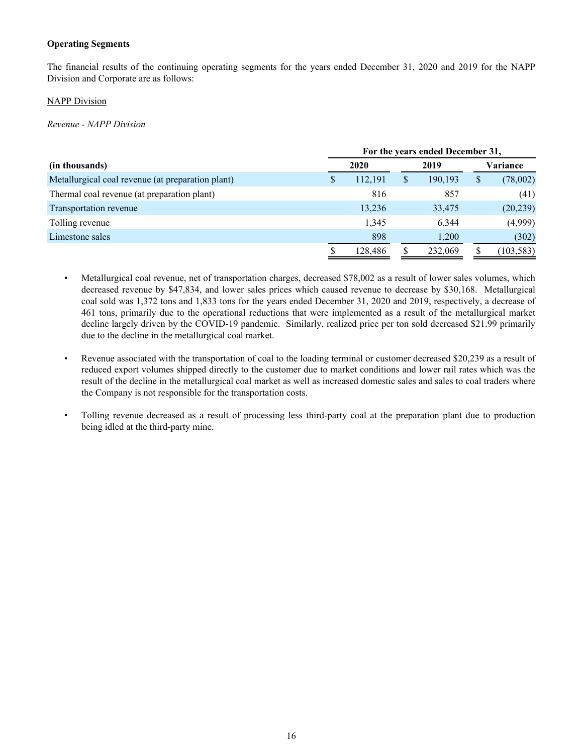**Operating Segments**

The financial results of the continuing operating segments for the years ended December 31, 2020 and 2019 for the NAPP Division and Corporate are as follows:

NAPP Division

*Revenue - NAPP Division*

| | For the years ended December 31, | | |
|---|---|---|---|
| **(in thousands)** | **2020** | **2019** | **Variance** |
| Metallurgical coal revenue (at preparation plant) | $ 112,191 | $ 190,193 | $ (78,002) |
| Thermal coal revenue (at preparation plant) | 816 | 857 | (41) |
| Transportation revenue | 13,236 | 33,475 | (20,239) |
| Tolling revenue | 1,345 | 6,344 | (4,999) |
| Limestone sales | 898 | 1,200 | (302) |
| | $ 128,486 | $ 232,069 | $ (103,583) |

- Metallurgical coal revenue, net of transportation charges, decreased $78,002 as a result of lower sales volumes, which decreased revenue by $47,834, and lower sales prices which caused revenue to decrease by $30,168. Metallurgical coal sold was 1,372 tons and 1,833 tons for the years ended December 31, 2020 and 2019, respectively, a decrease of 461 tons, primarily due to the operational reductions that were implemented as a result of the metallurgical market decline largely driven by the COVID-19 pandemic. Similarly, realized price per ton sold decreased $21.99 primarily due to the decline in the metallurgical coal market.

- Revenue associated with the transportation of coal to the loading terminal or customer decreased $20,239 as a result of reduced export volumes shipped directly to the customer due to market conditions and lower rail rates which was the result of the decline in the metallurgical coal market as well as increased domestic sales and sales to coal traders where the Company is not responsible for the transportation costs.

- Tolling revenue decreased as a result of processing less third-party coal at the preparation plant due to production being idled at the third-party mine.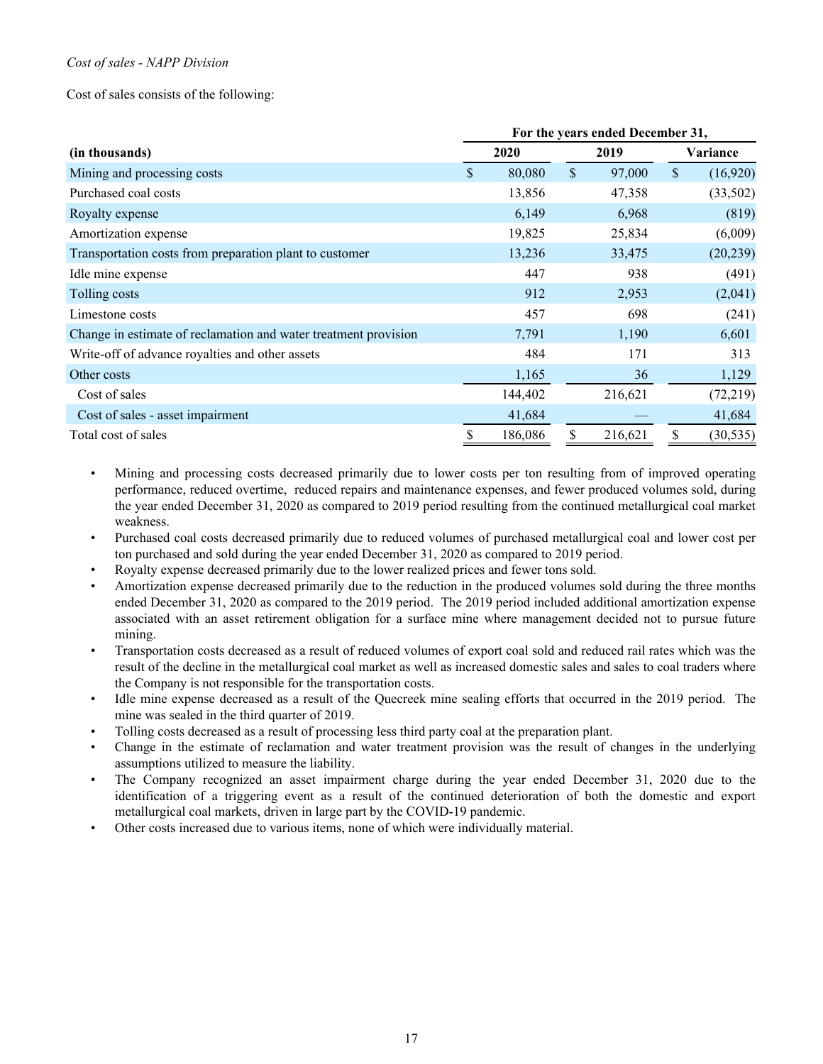*Cost of sales - NAPP Division*

Cost of sales consists of the following:

| (in thousands) | For the years ended December 31, 2020 | 2019 | Variance |
|---|---|---|---|
| Mining and processing costs | $ 80,080 | $ 97,000 | $ (16,920) |
| Purchased coal costs | 13,856 | 47,358 | (33,502) |
| Royalty expense | 6,149 | 6,968 | (819) |
| Amortization expense | 19,825 | 25,834 | (6,009) |
| Transportation costs from preparation plant to customer | 13,236 | 33,475 | (20,239) |
| Idle mine expense | 447 | 938 | (491) |
| Tolling costs | 912 | 2,953 | (2,041) |
| Limestone costs | 457 | 698 | (241) |
| Change in estimate of reclamation and water treatment provision | 7,791 | 1,190 | 6,601 |
| Write-off of advance royalties and other assets | 484 | 171 | 313 |
| Other costs | 1,165 | 36 | 1,129 |
| Cost of sales | 144,402 | 216,621 | (72,219) |
| Cost of sales - asset impairment | 41,684 | — | 41,684 |
| Total cost of sales | $ 186,086 | $ 216,621 | $ (30,535) |

- Mining and processing costs decreased primarily due to lower costs per ton resulting from of improved operating performance, reduced overtime, reduced repairs and maintenance expenses, and fewer produced volumes sold, during the year ended December 31, 2020 as compared to 2019 period resulting from the continued metallurgical coal market weakness.
- Purchased coal costs decreased primarily due to reduced volumes of purchased metallurgical coal and lower cost per ton purchased and sold during the year ended December 31, 2020 as compared to 2019 period.
- Royalty expense decreased primarily due to the lower realized prices and fewer tons sold.
- Amortization expense decreased primarily due to the reduction in the produced volumes sold during the three months ended December 31, 2020 as compared to the 2019 period. The 2019 period included additional amortization expense associated with an asset retirement obligation for a surface mine where management decided not to pursue future mining.
- Transportation costs decreased as a result of reduced volumes of export coal sold and reduced rail rates which was the result of the decline in the metallurgical coal market as well as increased domestic sales and sales to coal traders where the Company is not responsible for the transportation costs.
- Idle mine expense decreased as a result of the Quecreek mine sealing efforts that occurred in the 2019 period. The mine was sealed in the third quarter of 2019.
- Tolling costs decreased as a result of processing less third party coal at the preparation plant.
- Change in the estimate of reclamation and water treatment provision was the result of changes in the underlying assumptions utilized to measure the liability.
- The Company recognized an asset impairment charge during the year ended December 31, 2020 due to the identification of a triggering event as a result of the continued deterioration of both the domestic and export metallurgical coal markets, driven in large part by the COVID-19 pandemic.
- Other costs increased due to various items, none of which were individually material.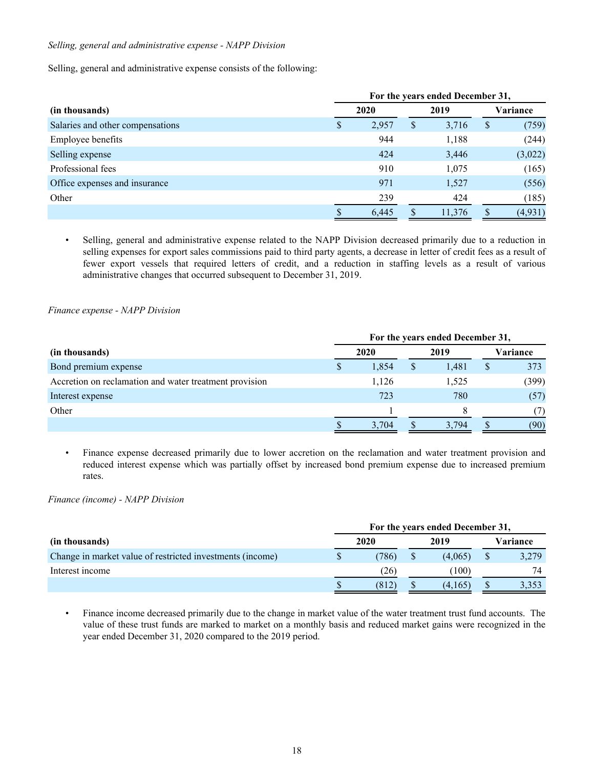*Selling, general and administrative expense - NAPP Division*

Selling, general and administrative expense consists of the following:

| | For the years ended December 31, | | |
|---|---|---|---|
| **(in thousands)** | **2020** | **2019** | **Variance** |
| Salaries and other compensations | $ 2,957 | $ 3,716 | $ (759) |
| Employee benefits | 944 | 1,188 | (244) |
| Selling expense | 424 | 3,446 | (3,022) |
| Professional fees | 910 | 1,075 | (165) |
| Office expenses and insurance | 971 | 1,527 | (556) |
| Other | 239 | 424 | (185) |
| | $ 6,445 | $ 11,376 | $ (4,931) |

- Selling, general and administrative expense related to the NAPP Division decreased primarily due to a reduction in selling expenses for export sales commissions paid to third party agents, a decrease in letter of credit fees as a result of fewer export vessels that required letters of credit, and a reduction in staffing levels as a result of various administrative changes that occurred subsequent to December 31, 2019.

*Finance expense - NAPP Division*

| | For the years ended December 31, | | |
|---|---|---|---|
| **(in thousands)** | **2020** | **2019** | **Variance** |
| Bond premium expense | $ 1,854 | $ 1,481 | $ 373 |
| Accretion on reclamation and water treatment provision | 1,126 | 1,525 | (399) |
| Interest expense | 723 | 780 | (57) |
| Other | 1 | 8 | (7) |
| | $ 3,704 | $ 3,794 | $ (90) |

- Finance expense decreased primarily due to lower accretion on the reclamation and water treatment provision and reduced interest expense which was partially offset by increased bond premium expense due to increased premium rates.

*Finance (income) - NAPP Division*

| | For the years ended December 31, | | |
|---|---|---|---|
| **(in thousands)** | **2020** | **2019** | **Variance** |
| Change in market value of restricted investments (income) | $ (786) | $ (4,065) | $ 3,279 |
| Interest income | (26) | (100) | 74 |
| | $ (812) | $ (4,165) | $ 3,353 |

- Finance income decreased primarily due to the change in market value of the water treatment trust fund accounts. The value of these trust funds are marked to market on a monthly basis and reduced market gains were recognized in the year ended December 31, 2020 compared to the 2019 period.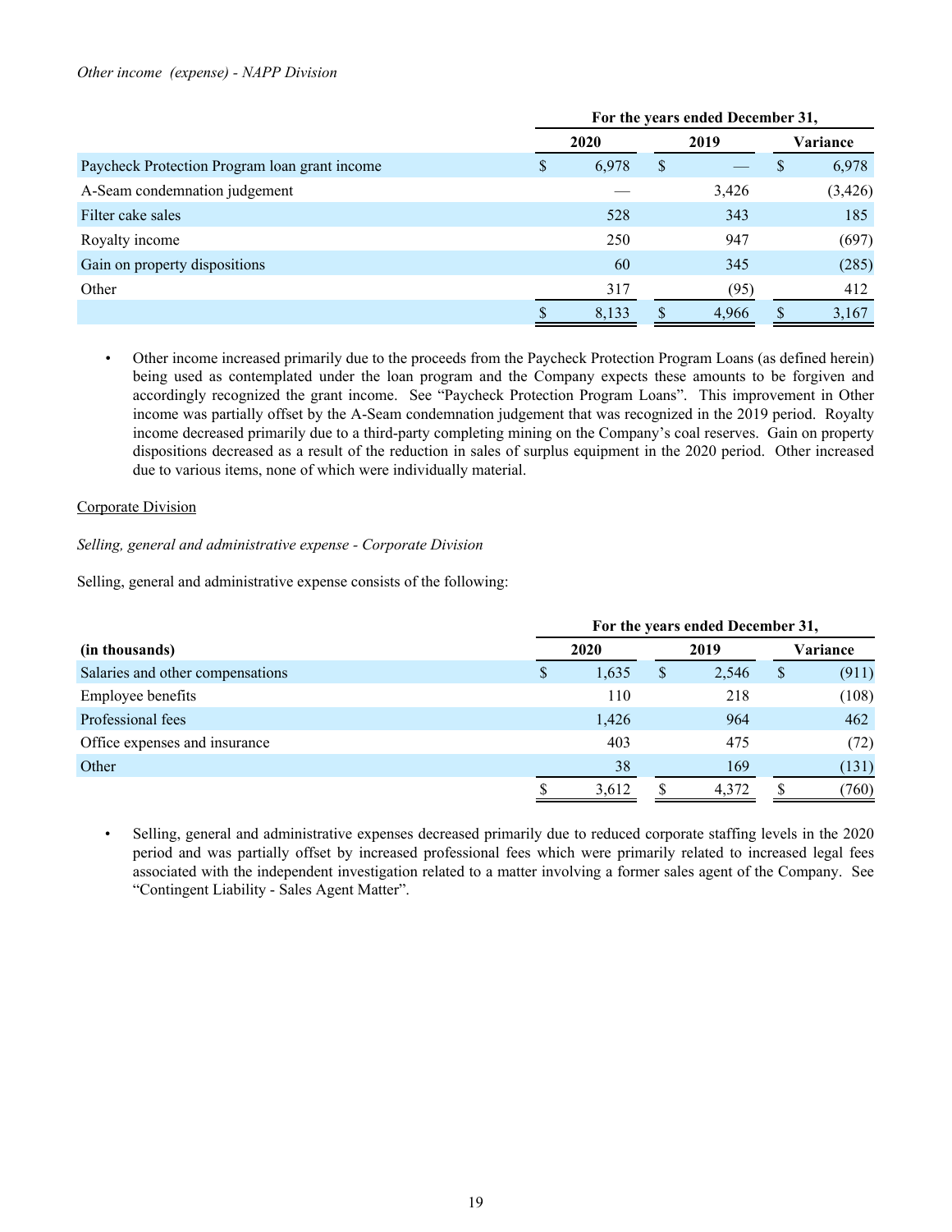*Other income (expense) - NAPP Division*

| | For the years ended December 31, | | |
|---|---|---|---|
| | 2020 | 2019 | Variance |
| Paycheck Protection Program loan grant income | $ 6,978 | $ — | $ 6,978 |
| A-Seam condemnation judgement | — | 3,426 | (3,426) |
| Filter cake sales | 528 | 343 | 185 |
| Royalty income | 250 | 947 | (697) |
| Gain on property dispositions | 60 | 345 | (285) |
| Other | 317 | (95) | 412 |
| | $ 8,133 | $ 4,966 | $ 3,167 |

- Other income increased primarily due to the proceeds from the Paycheck Protection Program Loans (as defined herein) being used as contemplated under the loan program and the Company expects these amounts to be forgiven and accordingly recognized the grant income. See "Paycheck Protection Program Loans". This improvement in Other income was partially offset by the A-Seam condemnation judgement that was recognized in the 2019 period. Royalty income decreased primarily due to a third-party completing mining on the Company's coal reserves. Gain on property dispositions decreased as a result of the reduction in sales of surplus equipment in the 2020 period. Other increased due to various items, none of which were individually material.

Corporate Division

*Selling, general and administrative expense - Corporate Division*

Selling, general and administrative expense consists of the following:

| | For the years ended December 31, | | |
|---|---|---|---|
| **(in thousands)** | 2020 | 2019 | Variance |
| Salaries and other compensations | $ 1,635 | $ 2,546 | $ (911) |
| Employee benefits | 110 | 218 | (108) |
| Professional fees | 1,426 | 964 | 462 |
| Office expenses and insurance | 403 | 475 | (72) |
| Other | 38 | 169 | (131) |
| | $ 3,612 | $ 4,372 | $ (760) |

- Selling, general and administrative expenses decreased primarily due to reduced corporate staffing levels in the 2020 period and was partially offset by increased professional fees which were primarily related to increased legal fees associated with the independent investigation related to a matter involving a former sales agent of the Company. See "Contingent Liability - Sales Agent Matter".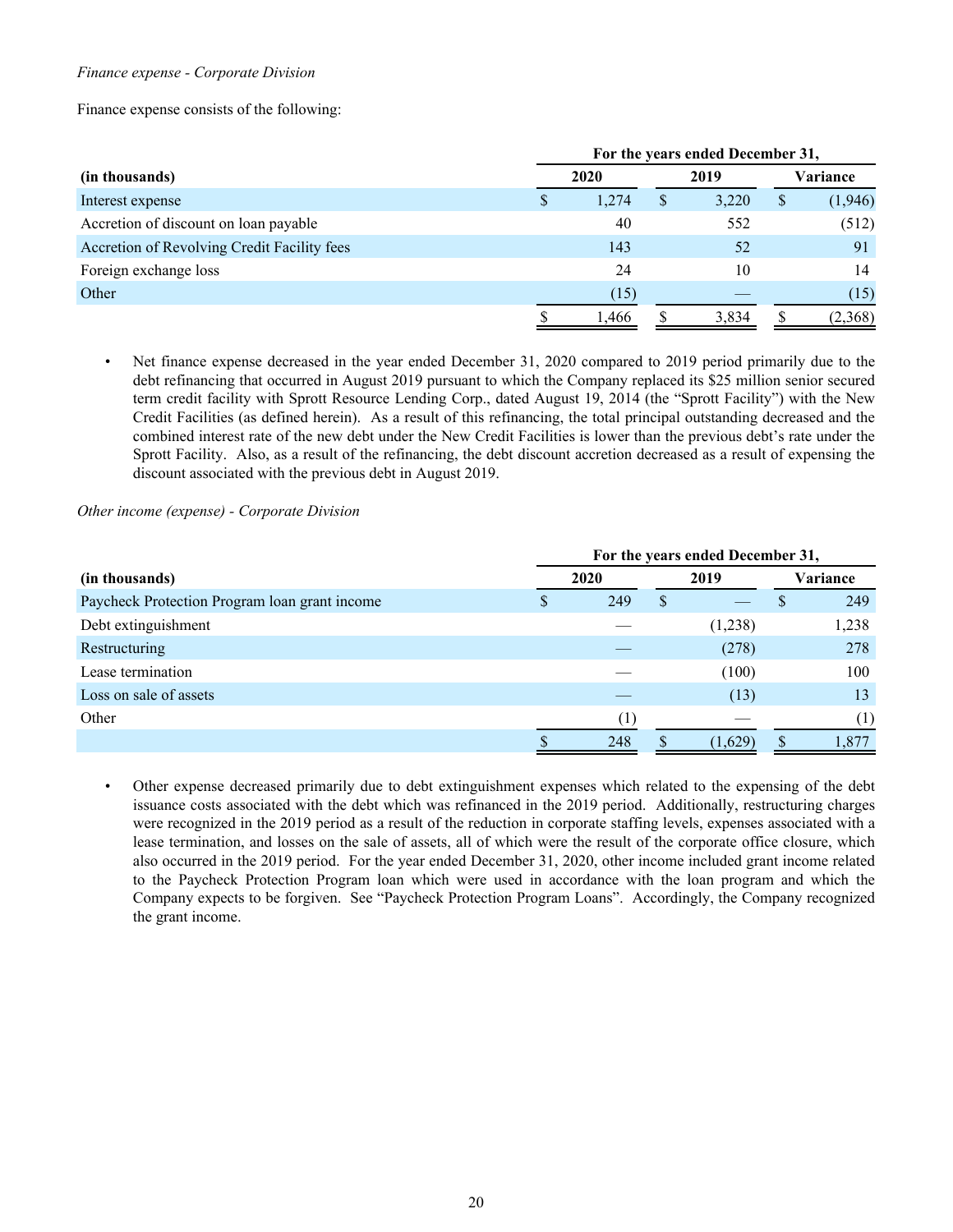*Finance expense - Corporate Division*

Finance expense consists of the following:

| | For the years ended December 31, | | |
|---|---|---|---|
| (in thousands) | 2020 | 2019 | Variance |
| Interest expense | $ 1,274 | $ 3,220 | $ (1,946) |
| Accretion of discount on loan payable | 40 | 552 | (512) |
| Accretion of Revolving Credit Facility fees | 143 | 52 | 91 |
| Foreign exchange loss | 24 | 10 | 14 |
| Other | (15) | — | (15) |
| | $ 1,466 | $ 3,834 | $ (2,368) |

- Net finance expense decreased in the year ended December 31, 2020 compared to 2019 period primarily due to the debt refinancing that occurred in August 2019 pursuant to which the Company replaced its $25 million senior secured term credit facility with Sprott Resource Lending Corp., dated August 19, 2014 (the "Sprott Facility") with the New Credit Facilities (as defined herein). As a result of this refinancing, the total principal outstanding decreased and the combined interest rate of the new debt under the New Credit Facilities is lower than the previous debt's rate under the Sprott Facility. Also, as a result of the refinancing, the debt discount accretion decreased as a result of expensing the discount associated with the previous debt in August 2019.

*Other income (expense) - Corporate Division*

| | For the years ended December 31, | | |
|---|---|---|---|
| (in thousands) | 2020 | 2019 | Variance |
| Paycheck Protection Program loan grant income | $ 249 | $ — | $ 249 |
| Debt extinguishment | — | (1,238) | 1,238 |
| Restructuring | — | (278) | 278 |
| Lease termination | — | (100) | 100 |
| Loss on sale of assets | — | (13) | 13 |
| Other | (1) | — | (1) |
| | $ 248 | $ (1,629) | $ 1,877 |

- Other expense decreased primarily due to debt extinguishment expenses which related to the expensing of the debt issuance costs associated with the debt which was refinanced in the 2019 period. Additionally, restructuring charges were recognized in the 2019 period as a result of the reduction in corporate staffing levels, expenses associated with a lease termination, and losses on the sale of assets, all of which were the result of the corporate office closure, which also occurred in the 2019 period. For the year ended December 31, 2020, other income included grant income related to the Paycheck Protection Program loan which were used in accordance with the loan program and which the Company expects to be forgiven. See "Paycheck Protection Program Loans". Accordingly, the Company recognized the grant income.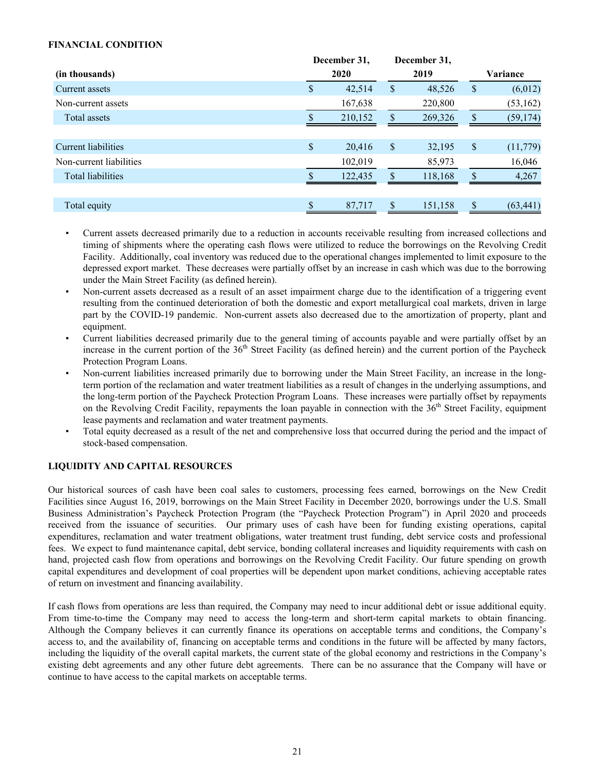**FINANCIAL CONDITION**

| (in thousands) | December 31, 2020 | December 31, 2019 | Variance |
|---|---|---|---|
| Current assets | $ 42,514 | $ 48,526 | $ (6,012) |
| Non-current assets | 167,638 | 220,800 | (53,162) |
| Total assets | $ 210,152 | $ 269,326 | $ (59,174) |
| | | | |
| Current liabilities | $ 20,416 | $ 32,195 | $ (11,779) |
| Non-current liabilities | 102,019 | 85,973 | 16,046 |
| Total liabilities | $ 122,435 | $ 118,168 | $ 4,267 |
| | | | |
| Total equity | $ 87,717 | $ 151,158 | $ (63,441) |

- Current assets decreased primarily due to a reduction in accounts receivable resulting from increased collections and timing of shipments where the operating cash flows were utilized to reduce the borrowings on the Revolving Credit Facility. Additionally, coal inventory was reduced due to the operational changes implemented to limit exposure to the depressed export market. These decreases were partially offset by an increase in cash which was due to the borrowing under the Main Street Facility (as defined herein).
- Non-current assets decreased as a result of an asset impairment charge due to the identification of a triggering event resulting from the continued deterioration of both the domestic and export metallurgical coal markets, driven in large part by the COVID-19 pandemic. Non-current assets also decreased due to the amortization of property, plant and equipment.
- Current liabilities decreased primarily due to the general timing of accounts payable and were partially offset by an increase in the current portion of the 36th Street Facility (as defined herein) and the current portion of the Paycheck Protection Program Loans.
- Non-current liabilities increased primarily due to borrowing under the Main Street Facility, an increase in the long-term portion of the reclamation and water treatment liabilities as a result of changes in the underlying assumptions, and the long-term portion of the Paycheck Protection Program Loans. These increases were partially offset by repayments on the Revolving Credit Facility, repayments the loan payable in connection with the 36th Street Facility, equipment lease payments and reclamation and water treatment payments.
- Total equity decreased as a result of the net and comprehensive loss that occurred during the period and the impact of stock-based compensation.

**LIQUIDITY AND CAPITAL RESOURCES**

Our historical sources of cash have been coal sales to customers, processing fees earned, borrowings on the New Credit Facilities since August 16, 2019, borrowings on the Main Street Facility in December 2020, borrowings under the U.S. Small Business Administration's Paycheck Protection Program (the "Paycheck Protection Program") in April 2020 and proceeds received from the issuance of securities. Our primary uses of cash have been for funding existing operations, capital expenditures, reclamation and water treatment obligations, water treatment trust funding, debt service costs and professional fees. We expect to fund maintenance capital, debt service, bonding collateral increases and liquidity requirements with cash on hand, projected cash flow from operations and borrowings on the Revolving Credit Facility. Our future spending on growth capital expenditures and development of coal properties will be dependent upon market conditions, achieving acceptable rates of return on investment and financing availability.

If cash flows from operations are less than required, the Company may need to incur additional debt or issue additional equity. From time-to-time the Company may need to access the long-term and short-term capital markets to obtain financing. Although the Company believes it can currently finance its operations on acceptable terms and conditions, the Company's access to, and the availability of, financing on acceptable terms and conditions in the future will be affected by many factors, including the liquidity of the overall capital markets, the current state of the global economy and restrictions in the Company's existing debt agreements and any other future debt agreements. There can be no assurance that the Company will have or continue to have access to the capital markets on acceptable terms.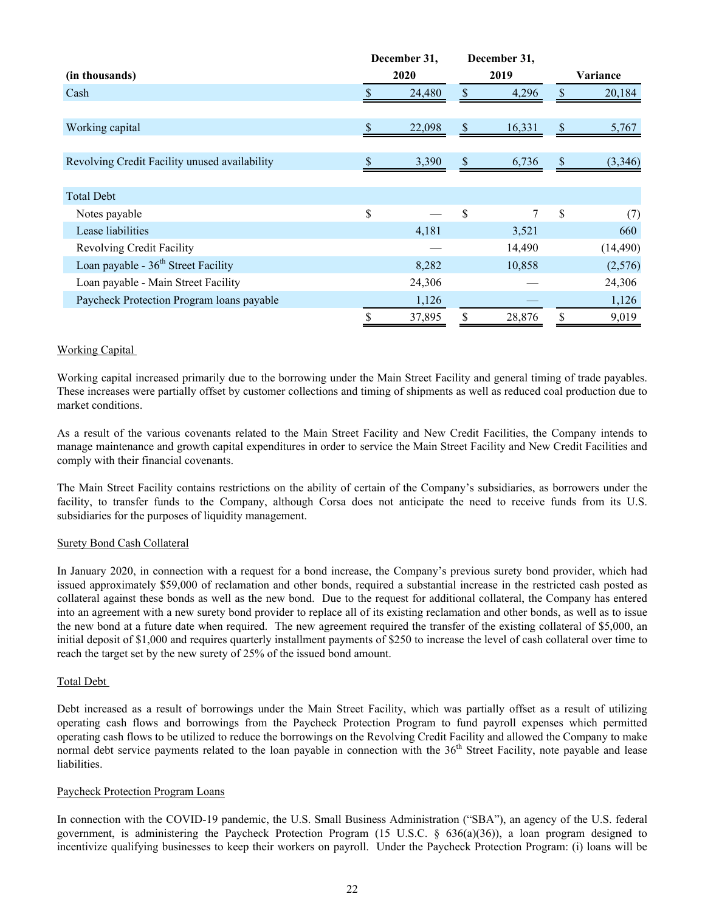| (in thousands) | December 31, 2020 | December 31, 2019 | Variance |
|---|---|---|---|
| Cash | $ 24,480 | $ 4,296 | $ 20,184 |
| | | | |
| Working capital | $ 22,098 | $ 16,331 | $ 5,767 |
| | | | |
| Revolving Credit Facility unused availability | $ 3,390 | $ 6,736 | $ (3,346) |
| | | | |
| Total Debt | | | |
| Notes payable | $ — | $ 7 | $ (7) |
| Lease liabilities | 4,181 | 3,521 | 660 |
| Revolving Credit Facility | — | 14,490 | (14,490) |
| Loan payable - 36th Street Facility | 8,282 | 10,858 | (2,576) |
| Loan payable - Main Street Facility | 24,306 | — | 24,306 |
| Paycheck Protection Program loans payable | 1,126 | — | 1,126 |
| | $ 37,895 | $ 28,876 | $ 9,019 |

Working Capital

Working capital increased primarily due to the borrowing under the Main Street Facility and general timing of trade payables. These increases were partially offset by customer collections and timing of shipments as well as reduced coal production due to market conditions.

As a result of the various covenants related to the Main Street Facility and New Credit Facilities, the Company intends to manage maintenance and growth capital expenditures in order to service the Main Street Facility and New Credit Facilities and comply with their financial covenants.

The Main Street Facility contains restrictions on the ability of certain of the Company's subsidiaries, as borrowers under the facility, to transfer funds to the Company, although Corsa does not anticipate the need to receive funds from its U.S. subsidiaries for the purposes of liquidity management.

Surety Bond Cash Collateral

In January 2020, in connection with a request for a bond increase, the Company's previous surety bond provider, which had issued approximately $59,000 of reclamation and other bonds, required a substantial increase in the restricted cash posted as collateral against these bonds as well as the new bond. Due to the request for additional collateral, the Company has entered into an agreement with a new surety bond provider to replace all of its existing reclamation and other bonds, as well as to issue the new bond at a future date when required. The new agreement required the transfer of the existing collateral of $5,000, an initial deposit of $1,000 and requires quarterly installment payments of $250 to increase the level of cash collateral over time to reach the target set by the new surety of 25% of the issued bond amount.

Total Debt

Debt increased as a result of borrowings under the Main Street Facility, which was partially offset as a result of utilizing operating cash flows and borrowings from the Paycheck Protection Program to fund payroll expenses which permitted operating cash flows to be utilized to reduce the borrowings on the Revolving Credit Facility and allowed the Company to make normal debt service payments related to the loan payable in connection with the 36th Street Facility, note payable and lease liabilities.

Paycheck Protection Program Loans

In connection with the COVID-19 pandemic, the U.S. Small Business Administration ("SBA"), an agency of the U.S. federal government, is administering the Paycheck Protection Program (15 U.S.C. § 636(a)(36)), a loan program designed to incentivize qualifying businesses to keep their workers on payroll. Under the Paycheck Protection Program: (i) loans will be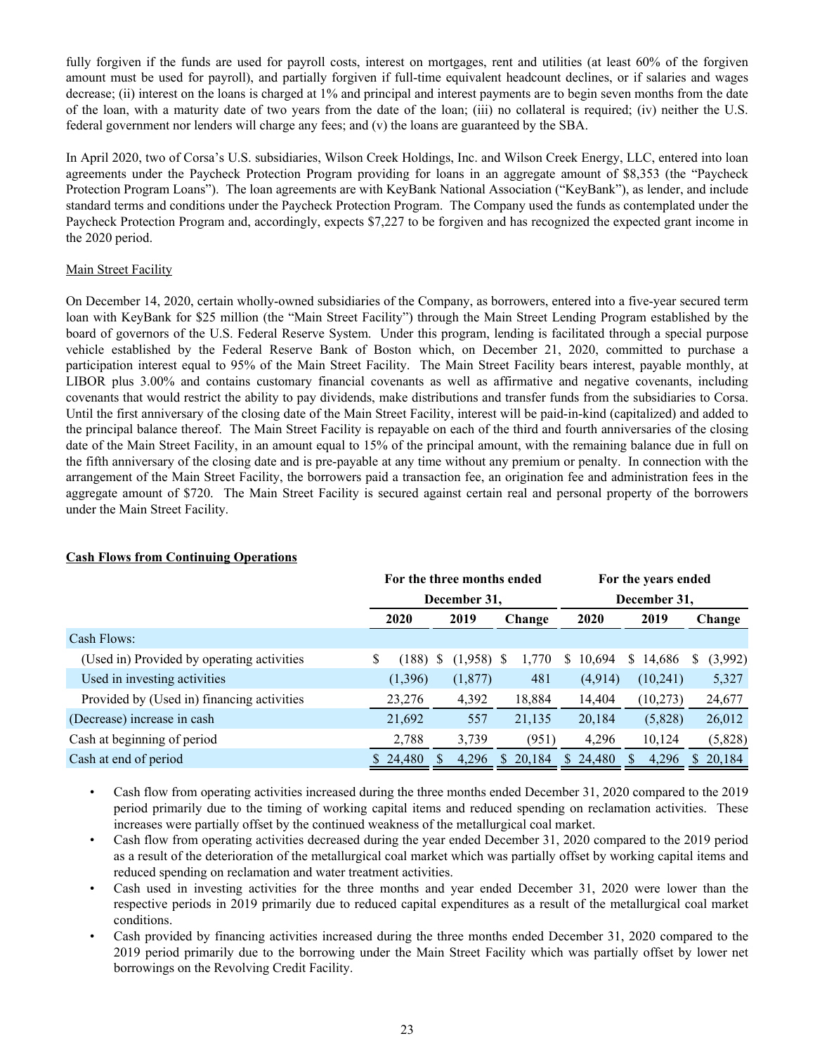fully forgiven if the funds are used for payroll costs, interest on mortgages, rent and utilities (at least 60% of the forgiven amount must be used for payroll), and partially forgiven if full-time equivalent headcount declines, or if salaries and wages decrease; (ii) interest on the loans is charged at 1% and principal and interest payments are to begin seven months from the date of the loan, with a maturity date of two years from the date of the loan; (iii) no collateral is required; (iv) neither the U.S. federal government nor lenders will charge any fees; and (v) the loans are guaranteed by the SBA.

In April 2020, two of Corsa's U.S. subsidiaries, Wilson Creek Holdings, Inc. and Wilson Creek Energy, LLC, entered into loan agreements under the Paycheck Protection Program providing for loans in an aggregate amount of $8,353 (the "Paycheck Protection Program Loans"). The loan agreements are with KeyBank National Association ("KeyBank"), as lender, and include standard terms and conditions under the Paycheck Protection Program. The Company used the funds as contemplated under the Paycheck Protection Program and, accordingly, expects $7,227 to be forgiven and has recognized the expected grant income in the 2020 period.

Main Street Facility

On December 14, 2020, certain wholly-owned subsidiaries of the Company, as borrowers, entered into a five-year secured term loan with KeyBank for $25 million (the "Main Street Facility") through the Main Street Lending Program established by the board of governors of the U.S. Federal Reserve System. Under this program, lending is facilitated through a special purpose vehicle established by the Federal Reserve Bank of Boston which, on December 21, 2020, committed to purchase a participation interest equal to 95% of the Main Street Facility. The Main Street Facility bears interest, payable monthly, at LIBOR plus 3.00% and contains customary financial covenants as well as affirmative and negative covenants, including covenants that would restrict the ability to pay dividends, make distributions and transfer funds from the subsidiaries to Corsa. Until the first anniversary of the closing date of the Main Street Facility, interest will be paid-in-kind (capitalized) and added to the principal balance thereof. The Main Street Facility is repayable on each of the third and fourth anniversaries of the closing date of the Main Street Facility, in an amount equal to 15% of the principal amount, with the remaining balance due in full on the fifth anniversary of the closing date and is pre-payable at any time without any premium or penalty. In connection with the arrangement of the Main Street Facility, the borrowers paid a transaction fee, an origination fee and administration fees in the aggregate amount of $720. The Main Street Facility is secured against certain real and personal property of the borrowers under the Main Street Facility.

**Cash Flows from Continuing Operations**

| | For the three months ended December 31, | | | For the years ended December 31, | | |
|---|---|---|---|---|---|---|
| | 2020 | 2019 | Change | 2020 | 2019 | Change |
| Cash Flows: | | | | | | |
| (Used in) Provided by operating activities | $ (188) | $ (1,958) | $ 1,770 | $ 10,694 | $ 14,686 | $ (3,992) |
| Used in investing activities | (1,396) | (1,877) | 481 | (4,914) | (10,241) | 5,327 |
| Provided by (Used in) financing activities | 23,276 | 4,392 | 18,884 | 14,404 | (10,273) | 24,677 |
| (Decrease) increase in cash | 21,692 | 557 | 21,135 | 20,184 | (5,828) | 26,012 |
| Cash at beginning of period | 2,788 | 3,739 | (951) | 4,296 | 10,124 | (5,828) |
| Cash at end of period | $ 24,480 | $ 4,296 | $ 20,184 | $ 24,480 | $ 4,296 | $ 20,184 |

- Cash flow from operating activities increased during the three months ended December 31, 2020 compared to the 2019 period primarily due to the timing of working capital items and reduced spending on reclamation activities. These increases were partially offset by the continued weakness of the metallurgical coal market.
- Cash flow from operating activities decreased during the year ended December 31, 2020 compared to the 2019 period as a result of the deterioration of the metallurgical coal market which was partially offset by working capital items and reduced spending on reclamation and water treatment activities.
- Cash used in investing activities for the three months and year ended December 31, 2020 were lower than the respective periods in 2019 primarily due to reduced capital expenditures as a result of the metallurgical coal market conditions.
- Cash provided by financing activities increased during the three months ended December 31, 2020 compared to the 2019 period primarily due to the borrowing under the Main Street Facility which was partially offset by lower net borrowings on the Revolving Credit Facility.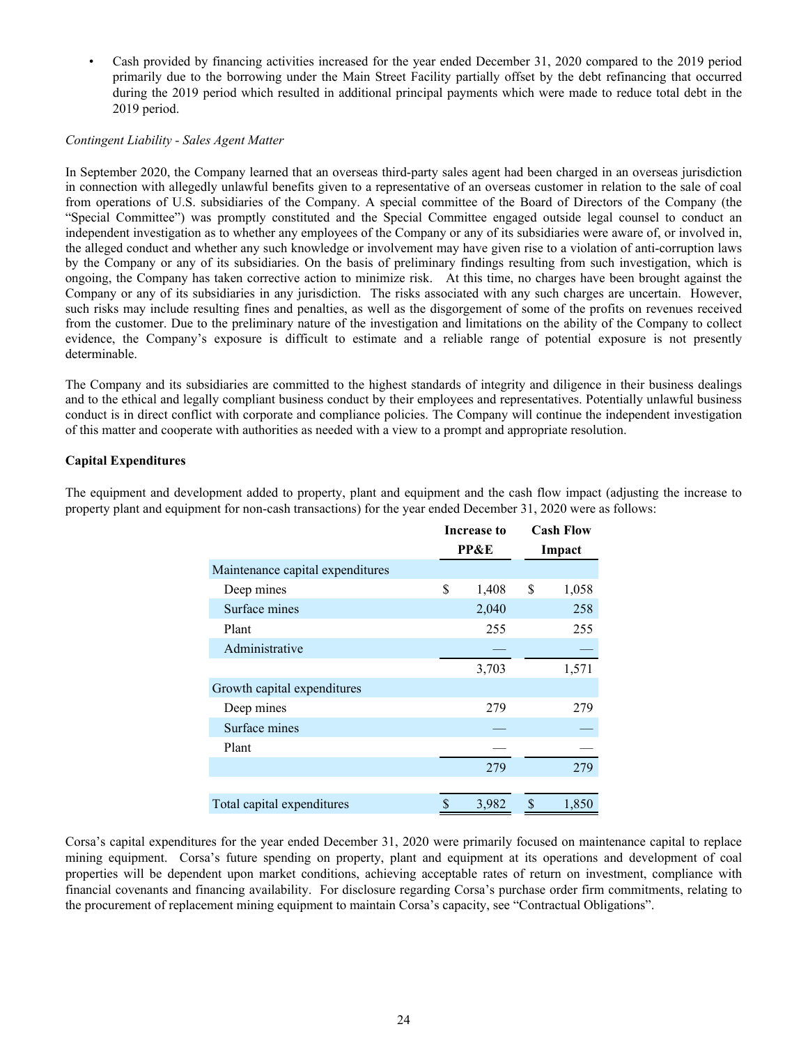- Cash provided by financing activities increased for the year ended December 31, 2020 compared to the 2019 period primarily due to the borrowing under the Main Street Facility partially offset by the debt refinancing that occurred during the 2019 period which resulted in additional principal payments which were made to reduce total debt in the 2019 period.

*Contingent Liability - Sales Agent Matter*

In September 2020, the Company learned that an overseas third-party sales agent had been charged in an overseas jurisdiction in connection with allegedly unlawful benefits given to a representative of an overseas customer in relation to the sale of coal from operations of U.S. subsidiaries of the Company. A special committee of the Board of Directors of the Company (the "Special Committee") was promptly constituted and the Special Committee engaged outside legal counsel to conduct an independent investigation as to whether any employees of the Company or any of its subsidiaries were aware of, or involved in, the alleged conduct and whether any such knowledge or involvement may have given rise to a violation of anti-corruption laws by the Company or any of its subsidiaries. On the basis of preliminary findings resulting from such investigation, which is ongoing, the Company has taken corrective action to minimize risk. At this time, no charges have been brought against the Company or any of its subsidiaries in any jurisdiction. The risks associated with any such charges are uncertain. However, such risks may include resulting fines and penalties, as well as the disgorgement of some of the profits on revenues received from the customer. Due to the preliminary nature of the investigation and limitations on the ability of the Company to collect evidence, the Company's exposure is difficult to estimate and a reliable range of potential exposure is not presently determinable.

The Company and its subsidiaries are committed to the highest standards of integrity and diligence in their business dealings and to the ethical and legally compliant business conduct by their employees and representatives. Potentially unlawful business conduct is in direct conflict with corporate and compliance policies. The Company will continue the independent investigation of this matter and cooperate with authorities as needed with a view to a prompt and appropriate resolution.

**Capital Expenditures**

The equipment and development added to property, plant and equipment and the cash flow impact (adjusting the increase to property plant and equipment for non-cash transactions) for the year ended December 31, 2020 were as follows:

| | Increase to PP&E | Cash Flow Impact |
|---|---|---|
| Maintenance capital expenditures | | |
| Deep mines | $ 1,408 | $ 1,058 |
| Surface mines | 2,040 | 258 |
| Plant | 255 | 255 |
| Administrative | — | — |
| | 3,703 | 1,571 |
| Growth capital expenditures | | |
| Deep mines | 279 | 279 |
| Surface mines | — | — |
| Plant | — | — |
| | 279 | 279 |
| | | |
| Total capital expenditures | $ 3,982 | $ 1,850 |

Corsa's capital expenditures for the year ended December 31, 2020 were primarily focused on maintenance capital to replace mining equipment. Corsa's future spending on property, plant and equipment at its operations and development of coal properties will be dependent upon market conditions, achieving acceptable rates of return on investment, compliance with financial covenants and financing availability. For disclosure regarding Corsa's purchase order firm commitments, relating to the procurement of replacement mining equipment to maintain Corsa's capacity, see "Contractual Obligations".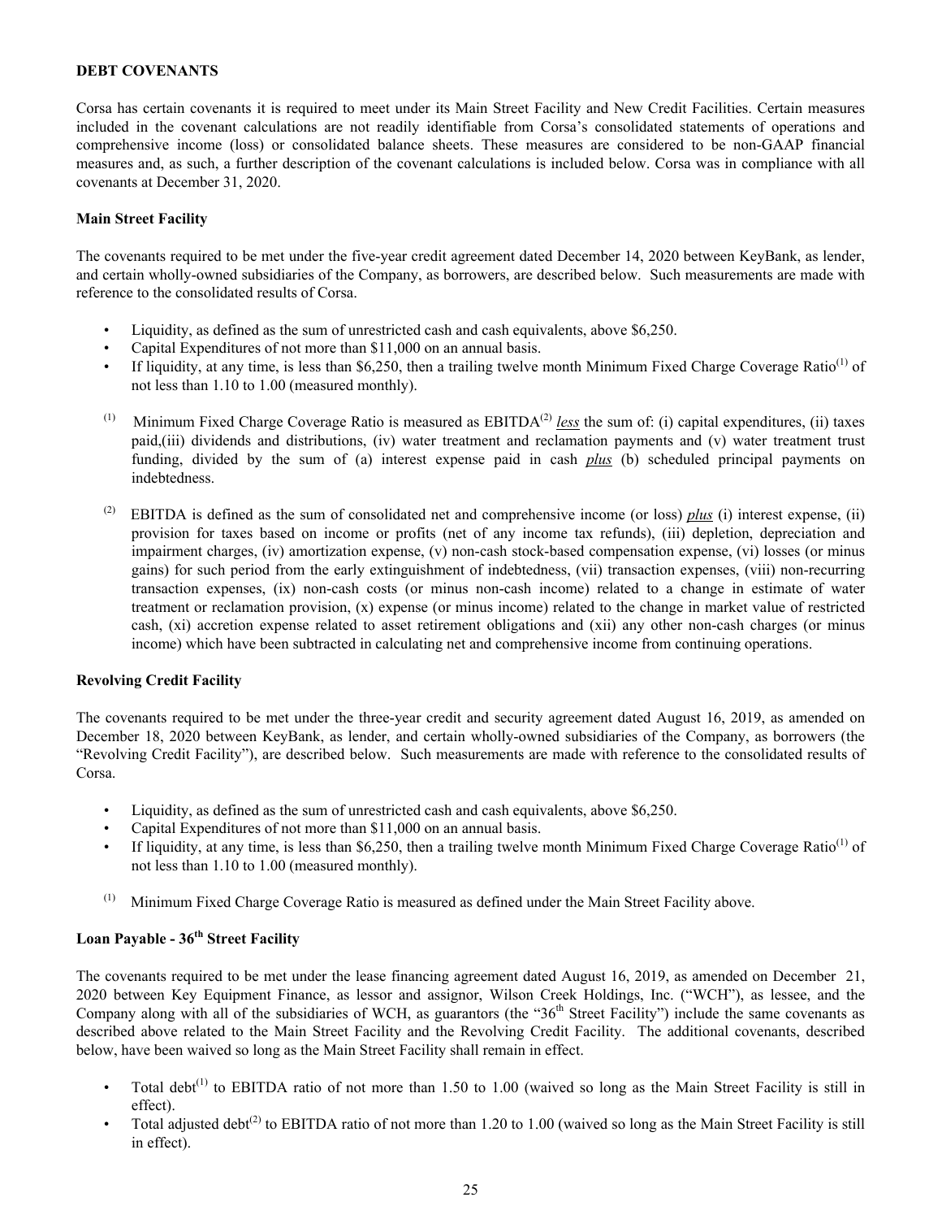**DEBT COVENANTS**

Corsa has certain covenants it is required to meet under its Main Street Facility and New Credit Facilities. Certain measures included in the covenant calculations are not readily identifiable from Corsa's consolidated statements of operations and comprehensive income (loss) or consolidated balance sheets. These measures are considered to be non-GAAP financial measures and, as such, a further description of the covenant calculations is included below. Corsa was in compliance with all covenants at December 31, 2020.

**Main Street Facility**

The covenants required to be met under the five-year credit agreement dated December 14, 2020 between KeyBank, as lender, and certain wholly-owned subsidiaries of the Company, as borrowers, are described below. Such measurements are made with reference to the consolidated results of Corsa.

- Liquidity, as defined as the sum of unrestricted cash and cash equivalents, above $6,250.
- Capital Expenditures of not more than $11,000 on an annual basis.
- If liquidity, at any time, is less than $6,250, then a trailing twelve month Minimum Fixed Charge Coverage Ratio[1] of not less than 1.10 to 1.00 (measured monthly).

(1) Minimum Fixed Charge Coverage Ratio is measured as EBITDA[2] *less* the sum of: (i) capital expenditures, (ii) taxes paid,(iii) dividends and distributions, (iv) water treatment and reclamation payments and (v) water treatment trust funding, divided by the sum of (a) interest expense paid in cash *plus* (b) scheduled principal payments on indebtedness.

(2) EBITDA is defined as the sum of consolidated net and comprehensive income (or loss) *plus* (i) interest expense, (ii) provision for taxes based on income or profits (net of any income tax refunds), (iii) depletion, depreciation and impairment charges, (iv) amortization expense, (v) non-cash stock-based compensation expense, (vi) losses (or minus gains) for such period from the early extinguishment of indebtedness, (vii) transaction expenses, (viii) non-recurring transaction expenses, (ix) non-cash costs (or minus non-cash income) related to a change in estimate of water treatment or reclamation provision, (x) expense (or minus income) related to the change in market value of restricted cash, (xi) accretion expense related to asset retirement obligations and (xii) any other non-cash charges (or minus income) which have been subtracted in calculating net and comprehensive income from continuing operations.

**Revolving Credit Facility**

The covenants required to be met under the three-year credit and security agreement dated August 16, 2019, as amended on December 18, 2020 between KeyBank, as lender, and certain wholly-owned subsidiaries of the Company, as borrowers (the "Revolving Credit Facility"), are described below. Such measurements are made with reference to the consolidated results of Corsa.

- Liquidity, as defined as the sum of unrestricted cash and cash equivalents, above $6,250.
- Capital Expenditures of not more than $11,000 on an annual basis.
- If liquidity, at any time, is less than $6,250, then a trailing twelve month Minimum Fixed Charge Coverage Ratio[1] of not less than 1.10 to 1.00 (measured monthly).

(1) Minimum Fixed Charge Coverage Ratio is measured as defined under the Main Street Facility above.

**Loan Payable - 36th Street Facility**

The covenants required to be met under the lease financing agreement dated August 16, 2019, as amended on December 21, 2020 between Key Equipment Finance, as lessor and assignor, Wilson Creek Holdings, Inc. ("WCH"), as lessee, and the Company along with all of the subsidiaries of WCH, as guarantors (the "36th Street Facility") include the same covenants as described above related to the Main Street Facility and the Revolving Credit Facility. The additional covenants, described below, have been waived so long as the Main Street Facility shall remain in effect.

- Total debt[1] to EBITDA ratio of not more than 1.50 to 1.00 (waived so long as the Main Street Facility is still in effect).
- Total adjusted debt[2] to EBITDA ratio of not more than 1.20 to 1.00 (waived so long as the Main Street Facility is still in effect).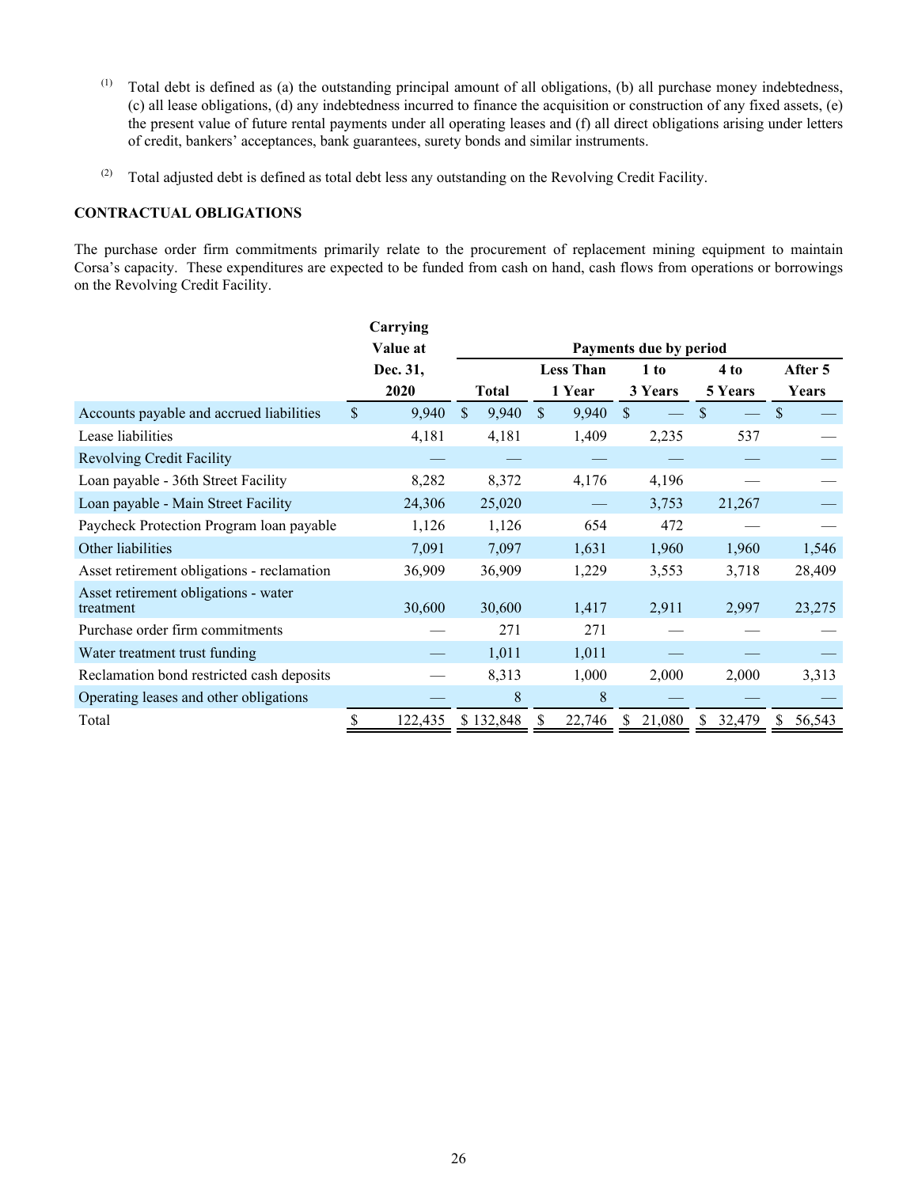(1) Total debt is defined as (a) the outstanding principal amount of all obligations, (b) all purchase money indebtedness, (c) all lease obligations, (d) any indebtedness incurred to finance the acquisition or construction of any fixed assets, (e) the present value of future rental payments under all operating leases and (f) all direct obligations arising under letters of credit, bankers' acceptances, bank guarantees, surety bonds and similar instruments.

(2) Total adjusted debt is defined as total debt less any outstanding on the Revolving Credit Facility.

**CONTRACTUAL OBLIGATIONS**

The purchase order firm commitments primarily relate to the procurement of replacement mining equipment to maintain Corsa's capacity. These expenditures are expected to be funded from cash on hand, cash flows from operations or borrowings on the Revolving Credit Facility.

| | Carrying Value at Dec. 31, 2020 | Payments due by period | | | | |
|---|---|---|---|---|---|---|
| | | Total | Less Than 1 Year | 1 to 3 Years | 4 to 5 Years | After 5 Years |
| Accounts payable and accrued liabilities | $ 9,940 | $ 9,940 | $ 9,940 | $ — | $ — | $ — |
| Lease liabilities | 4,181 | 4,181 | 1,409 | 2,235 | 537 | — |
| Revolving Credit Facility | — | — | — | — | — | — |
| Loan payable - 36th Street Facility | 8,282 | 8,372 | 4,176 | 4,196 | — | — |
| Loan payable - Main Street Facility | 24,306 | 25,020 | — | 3,753 | 21,267 | — |
| Paycheck Protection Program loan payable | 1,126 | 1,126 | 654 | 472 | — | — |
| Other liabilities | 7,091 | 7,097 | 1,631 | 1,960 | 1,960 | 1,546 |
| Asset retirement obligations - reclamation | 36,909 | 36,909 | 1,229 | 3,553 | 3,718 | 28,409 |
| Asset retirement obligations - water treatment | 30,600 | 30,600 | 1,417 | 2,911 | 2,997 | 23,275 |
| Purchase order firm commitments | — | 271 | 271 | — | — | — |
| Water treatment trust funding | — | 1,011 | 1,011 | — | — | — |
| Reclamation bond restricted cash deposits | — | 8,313 | 1,000 | 2,000 | 2,000 | 3,313 |
| Operating leases and other obligations | — | 8 | 8 | — | — | — |
| Total | $ 122,435 | $ 132,848 | $ 22,746 | $ 21,080 | $ 32,479 | $ 56,543 |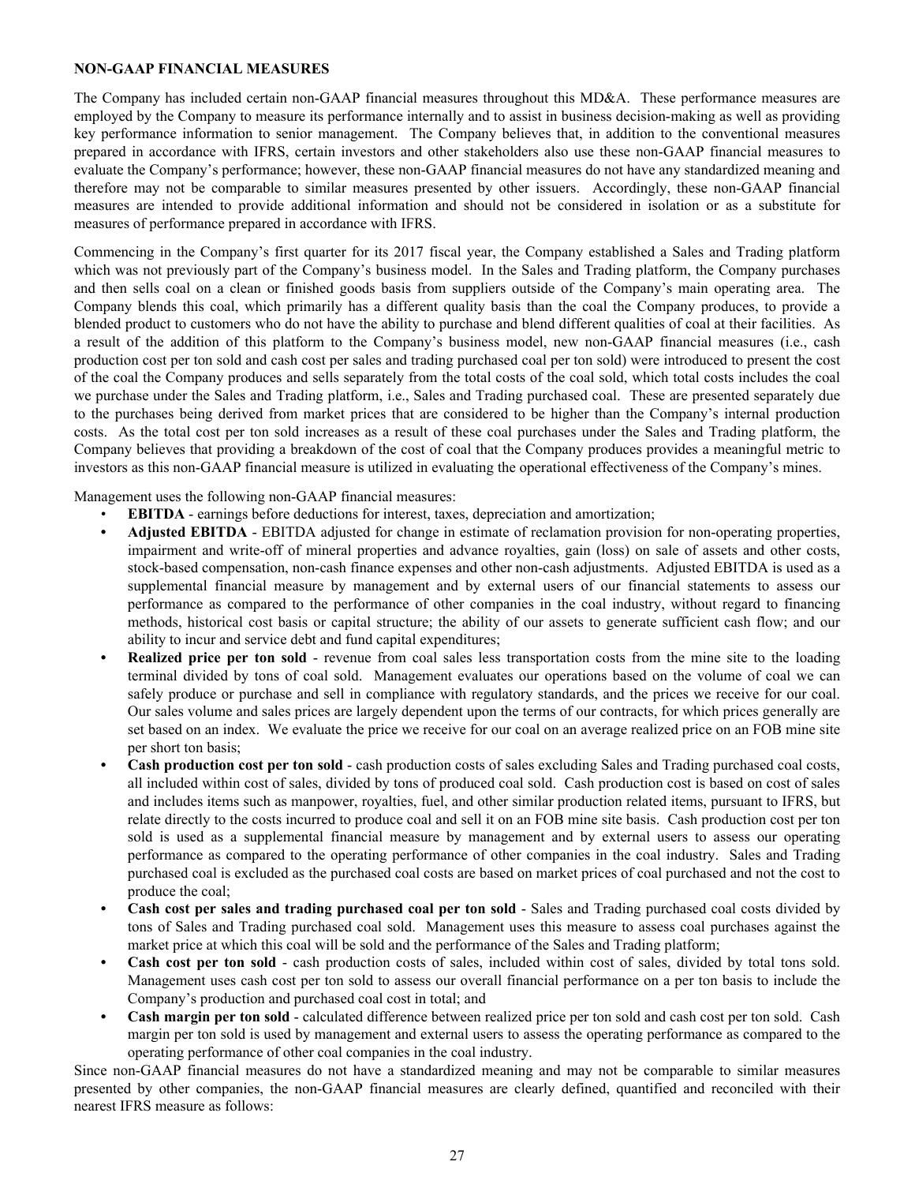**NON-GAAP FINANCIAL MEASURES**

The Company has included certain non-GAAP financial measures throughout this MD&A. These performance measures are employed by the Company to measure its performance internally and to assist in business decision-making as well as providing key performance information to senior management. The Company believes that, in addition to the conventional measures prepared in accordance with IFRS, certain investors and other stakeholders also use these non-GAAP financial measures to evaluate the Company's performance; however, these non-GAAP financial measures do not have any standardized meaning and therefore may not be comparable to similar measures presented by other issuers. Accordingly, these non-GAAP financial measures are intended to provide additional information and should not be considered in isolation or as a substitute for measures of performance prepared in accordance with IFRS.

Commencing in the Company's first quarter for its 2017 fiscal year, the Company established a Sales and Trading platform which was not previously part of the Company's business model. In the Sales and Trading platform, the Company purchases and then sells coal on a clean or finished goods basis from suppliers outside of the Company's main operating area. The Company blends this coal, which primarily has a different quality basis than the coal the Company produces, to provide a blended product to customers who do not have the ability to purchase and blend different qualities of coal at their facilities. As a result of the addition of this platform to the Company's business model, new non-GAAP financial measures (i.e., cash production cost per ton sold and cash cost per sales and trading purchased coal per ton sold) were introduced to present the cost of the coal the Company produces and sells separately from the total costs of the coal sold, which total costs includes the coal we purchase under the Sales and Trading platform, i.e., Sales and Trading purchased coal. These are presented separately due to the purchases being derived from market prices that are considered to be higher than the Company's internal production costs. As the total cost per ton sold increases as a result of these coal purchases under the Sales and Trading platform, the Company believes that providing a breakdown of the cost of coal that the Company produces provides a meaningful metric to investors as this non-GAAP financial measure is utilized in evaluating the operational effectiveness of the Company's mines.

Management uses the following non-GAAP financial measures:

- **EBITDA** - earnings before deductions for interest, taxes, depreciation and amortization;
- **Adjusted EBITDA** - EBITDA adjusted for change in estimate of reclamation provision for non-operating properties, impairment and write-off of mineral properties and advance royalties, gain (loss) on sale of assets and other costs, stock-based compensation, non-cash finance expenses and other non-cash adjustments. Adjusted EBITDA is used as a supplemental financial measure by management and by external users of our financial statements to assess our performance as compared to the performance of other companies in the coal industry, without regard to financing methods, historical cost basis or capital structure; the ability of our assets to generate sufficient cash flow; and our ability to incur and service debt and fund capital expenditures;
- **Realized price per ton sold** - revenue from coal sales less transportation costs from the mine site to the loading terminal divided by tons of coal sold. Management evaluates our operations based on the volume of coal we can safely produce or purchase and sell in compliance with regulatory standards, and the prices we receive for our coal. Our sales volume and sales prices are largely dependent upon the terms of our contracts, for which prices generally are set based on an index. We evaluate the price we receive for our coal on an average realized price on an FOB mine site per short ton basis;
- **Cash production cost per ton sold** - cash production costs of sales excluding Sales and Trading purchased coal costs, all included within cost of sales, divided by tons of produced coal sold. Cash production cost is based on cost of sales and includes items such as manpower, royalties, fuel, and other similar production related items, pursuant to IFRS, but relate directly to the costs incurred to produce coal and sell it on an FOB mine site basis. Cash production cost per ton sold is used as a supplemental financial measure by management and by external users to assess our operating performance as compared to the operating performance of other companies in the coal industry. Sales and Trading purchased coal is excluded as the purchased coal costs are based on market prices of coal purchased and not the cost to produce the coal;
- **Cash cost per sales and trading purchased coal per ton sold** - Sales and Trading purchased coal costs divided by tons of Sales and Trading purchased coal sold. Management uses this measure to assess coal purchases against the market price at which this coal will be sold and the performance of the Sales and Trading platform;
- **Cash cost per ton sold** - cash production costs of sales, included within cost of sales, divided by total tons sold. Management uses cash cost per ton sold to assess our overall financial performance on a per ton basis to include the Company's production and purchased coal cost in total; and
- **Cash margin per ton sold** - calculated difference between realized price per ton sold and cash cost per ton sold. Cash margin per ton sold is used by management and external users to assess the operating performance as compared to the operating performance of other coal companies in the coal industry.

Since non-GAAP financial measures do not have a standardized meaning and may not be comparable to similar measures presented by other companies, the non-GAAP financial measures are clearly defined, quantified and reconciled with their nearest IFRS measure as follows: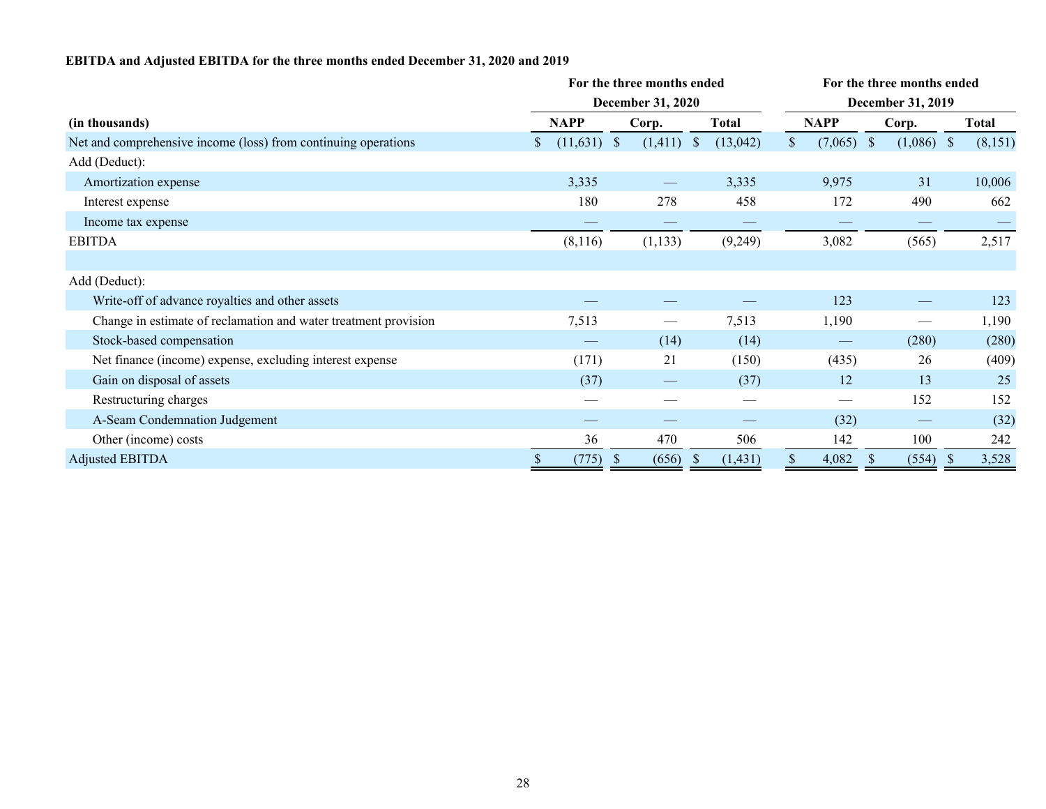**EBITDA and Adjusted EBITDA for the three months ended December 31, 2020 and 2019**

| | For the three months ended December 31, 2020 | | | For the three months ended December 31, 2019 | | |
|---|---|---|---|---|---|---|
| (in thousands) | NAPP | Corp. | Total | NAPP | Corp. | Total |
| Net and comprehensive income (loss) from continuing operations | $ (11,631) | $ (1,411) | $ (13,042) | $ (7,065) | $ (1,086) | $ (8,151) |
| Add (Deduct): | | | | | | |
| Amortization expense | 3,335 | — | 3,335 | 9,975 | 31 | 10,006 |
| Interest expense | 180 | 278 | 458 | 172 | 490 | 662 |
| Income tax expense | — | — | — | — | — | — |
| EBITDA | (8,116) | (1,133) | (9,249) | 3,082 | (565) | 2,517 |
| | | | | | | |
| Add (Deduct): | | | | | | |
| Write-off of advance royalties and other assets | — | — | — | 123 | — | 123 |
| Change in estimate of reclamation and water treatment provision | 7,513 | — | 7,513 | 1,190 | — | 1,190 |
| Stock-based compensation | — | (14) | (14) | — | (280) | (280) |
| Net finance (income) expense, excluding interest expense | (171) | 21 | (150) | (435) | 26 | (409) |
| Gain on disposal of assets | (37) | — | (37) | 12 | 13 | 25 |
| Restructuring charges | — | — | — | — | 152 | 152 |
| A-Seam Condemnation Judgement | — | — | — | (32) | — | (32) |
| Other (income) costs | 36 | 470 | 506 | 142 | 100 | 242 |
| Adjusted EBITDA | $ (775) | $ (656) | $ (1,431) | $ 4,082 | $ (554) | $ 3,528 |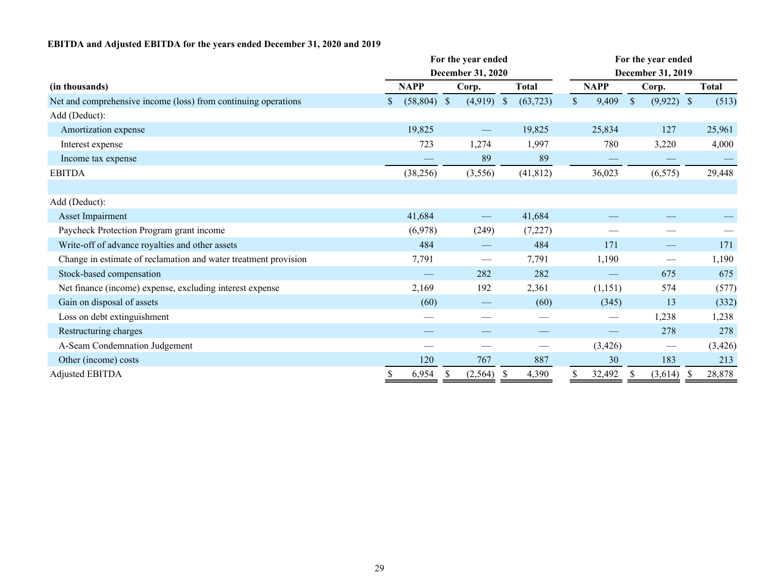**EBITDA and Adjusted EBITDA for the years ended December 31, 2020 and 2019**

| (in thousands) | For the year ended December 31, 2020 | | | For the year ended December 31, 2019 | | |
|---|---|---|---|---|---|---|
| | NAPP | Corp. | Total | NAPP | Corp. | Total |
| Net and comprehensive income (loss) from continuing operations | $ (58,804) | $ (4,919) | $ (63,723) | $ 9,409 | $ (9,922) | $ (513) |
| Add (Deduct): | | | | | | |
| Amortization expense | 19,825 | — | 19,825 | 25,834 | 127 | 25,961 |
| Interest expense | 723 | 1,274 | 1,997 | 780 | 3,220 | 4,000 |
| Income tax expense | — | 89 | 89 | — | — | — |
| EBITDA | (38,256) | (3,556) | (41,812) | 36,023 | (6,575) | 29,448 |
| | | | | | | |
| Add (Deduct): | | | | | | |
| Asset Impairment | 41,684 | — | 41,684 | — | — | — |
| Paycheck Protection Program grant income | (6,978) | (249) | (7,227) | — | — | — |
| Write-off of advance royalties and other assets | 484 | — | 484 | 171 | — | 171 |
| Change in estimate of reclamation and water treatment provision | 7,791 | — | 7,791 | 1,190 | — | 1,190 |
| Stock-based compensation | — | 282 | 282 | — | 675 | 675 |
| Net finance (income) expense, excluding interest expense | 2,169 | 192 | 2,361 | (1,151) | 574 | (577) |
| Gain on disposal of assets | (60) | — | (60) | (345) | 13 | (332) |
| Loss on debt extinguishment | — | — | — | — | 1,238 | 1,238 |
| Restructuring charges | — | — | — | — | 278 | 278 |
| A-Seam Condemnation Judgement | — | — | — | (3,426) | — | (3,426) |
| Other (income) costs | 120 | 767 | 887 | 30 | 183 | 213 |
| Adjusted EBITDA | $ 6,954 | $ (2,564) | $ 4,390 | $ 32,492 | $ (3,614) | $ 28,878 |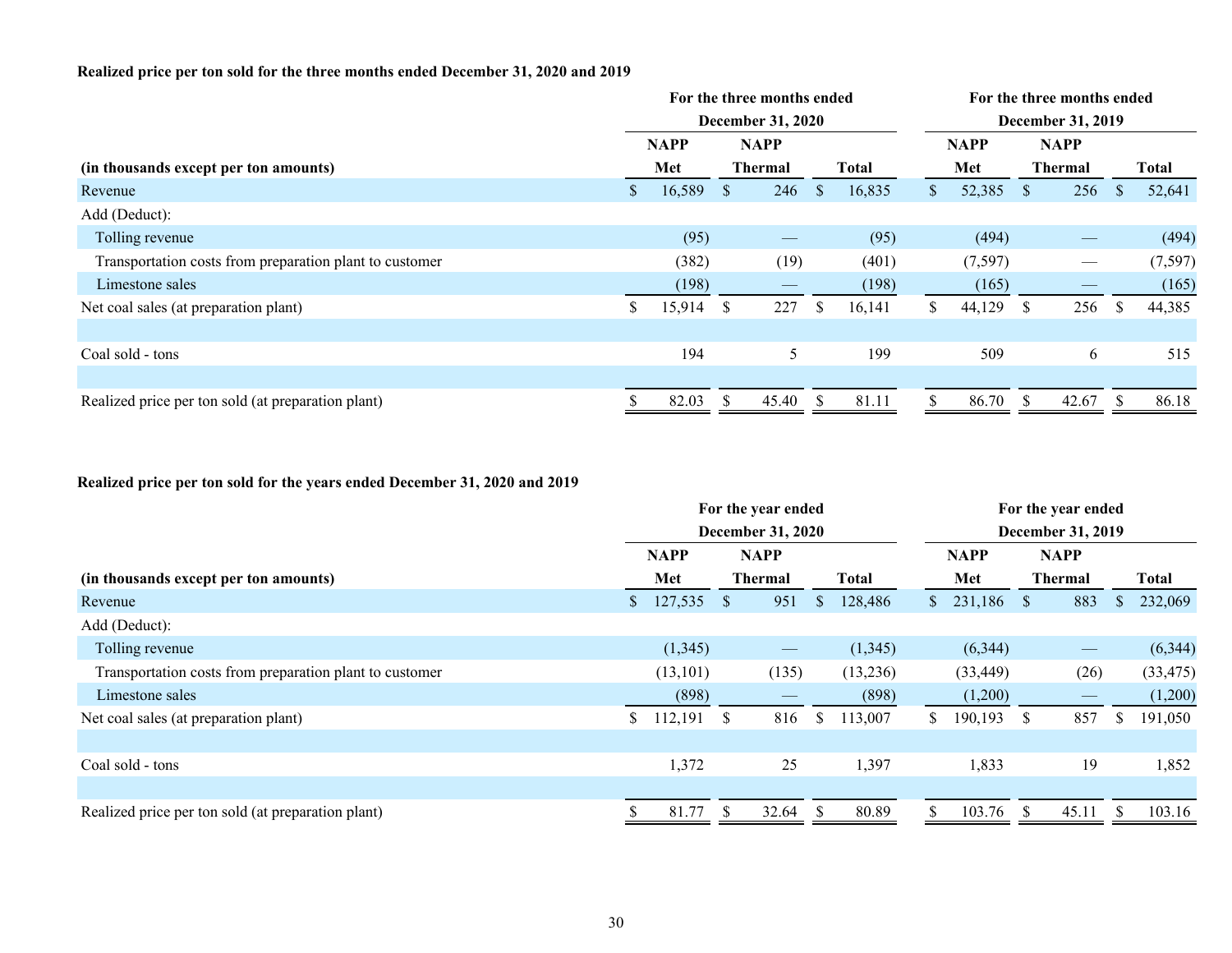**Realized price per ton sold for the three months ended December 31, 2020 and 2019**

| | For the three months ended December 31, 2020 | | | For the three months ended December 31, 2019 | | |
|---|---|---|---|---|---|---|
| (in thousands except per ton amounts) | NAPP Met | NAPP Thermal | Total | NAPP Met | NAPP Thermal | Total |
| Revenue | $ 16,589 | $ 246 | $ 16,835 | $ 52,385 | $ 256 | $ 52,641 |
| Add (Deduct): | | | | | | |
| Tolling revenue | (95) | — | (95) | (494) | — | (494) |
| Transportation costs from preparation plant to customer | (382) | (19) | (401) | (7,597) | — | (7,597) |
| Limestone sales | (198) | — | (198) | (165) | — | (165) |
| Net coal sales (at preparation plant) | $ 15,914 | $ 227 | $ 16,141 | $ 44,129 | $ 256 | $ 44,385 |
| | | | | | | |
| Coal sold - tons | 194 | 5 | 199 | 509 | 6 | 515 |
| | | | | | | |
| Realized price per ton sold (at preparation plant) | $ 82.03 | $ 45.40 | $ 81.11 | $ 86.70 | $ 42.67 | $ 86.18 |

**Realized price per ton sold for the years ended December 31, 2020 and 2019**

| | For the year ended December 31, 2020 | | | For the year ended December 31, 2019 | | |
|---|---|---|---|---|---|---|
| (in thousands except per ton amounts) | NAPP Met | NAPP Thermal | Total | NAPP Met | NAPP Thermal | Total |
| Revenue | $ 127,535 | $ 951 | $ 128,486 | $ 231,186 | $ 883 | $ 232,069 |
| Add (Deduct): | | | | | | |
| Tolling revenue | (1,345) | — | (1,345) | (6,344) | — | (6,344) |
| Transportation costs from preparation plant to customer | (13,101) | (135) | (13,236) | (33,449) | (26) | (33,475) |
| Limestone sales | (898) | — | (898) | (1,200) | — | (1,200) |
| Net coal sales (at preparation plant) | $ 112,191 | $ 816 | $ 113,007 | $ 190,193 | $ 857 | $ 191,050 |
| | | | | | | |
| Coal sold - tons | 1,372 | 25 | 1,397 | 1,833 | 19 | 1,852 |
| | | | | | | |
| Realized price per ton sold (at preparation plant) | $ 81.77 | $ 32.64 | $ 80.89 | $ 103.76 | $ 45.11 | $ 103.16 |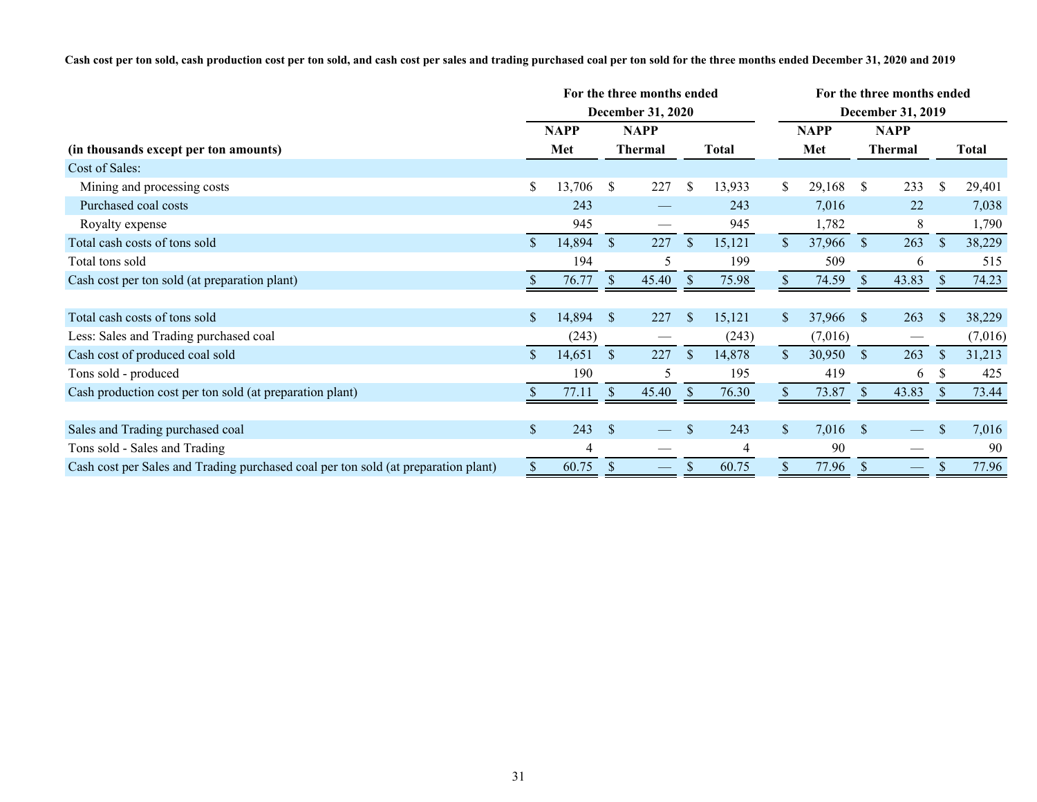**Cash cost per ton sold, cash production cost per ton sold, and cash cost per sales and trading purchased coal per ton sold for the three months ended December 31, 2020 and 2019**

| (in thousands except per ton amounts) | For the three months ended December 31, 2020 | | | For the three months ended December 31, 2019 | | |
|---|---|---|---|---|---|---|
| | NAPP Met | NAPP Thermal | Total | NAPP Met | NAPP Thermal | Total |
| Cost of Sales: | | | | | | |
| Mining and processing costs | $ 13,706 | $ 227 | $ 13,933 | $ 29,168 | $ 233 | $ 29,401 |
| Purchased coal costs | 243 | — | 243 | 7,016 | 22 | 7,038 |
| Royalty expense | 945 | — | 945 | 1,782 | 8 | 1,790 |
| Total cash costs of tons sold | $ 14,894 | $ 227 | $ 15,121 | $ 37,966 | $ 263 | $ 38,229 |
| Total tons sold | 194 | 5 | 199 | 509 | 6 | 515 |
| Cash cost per ton sold (at preparation plant) | $ 76.77 | $ 45.40 | $ 75.98 | $ 74.59 | $ 43.83 | $ 74.23 |
| | | | | | | |
| Total cash costs of tons sold | $ 14,894 | $ 227 | $ 15,121 | $ 37,966 | $ 263 | $ 38,229 |
| Less: Sales and Trading purchased coal | (243) | — | (243) | (7,016) | — | (7,016) |
| Cash cost of produced coal sold | $ 14,651 | $ 227 | $ 14,878 | $ 30,950 | $ 263 | $ 31,213 |
| Tons sold - produced | 190 | 5 | 195 | 419 | 6 | $ 425 |
| Cash production cost per ton sold (at preparation plant) | $ 77.11 | $ 45.40 | $ 76.30 | $ 73.87 | $ 43.83 | $ 73.44 |
| | | | | | | |
| Sales and Trading purchased coal | $ 243 | $ — | $ 243 | $ 7,016 | $ — | $ 7,016 |
| Tons sold - Sales and Trading | 4 | — | 4 | 90 | — | 90 |
| Cash cost per Sales and Trading purchased coal per ton sold (at preparation plant) | $ 60.75 | $ — | $ 60.75 | $ 77.96 | $ — | $ 77.96 |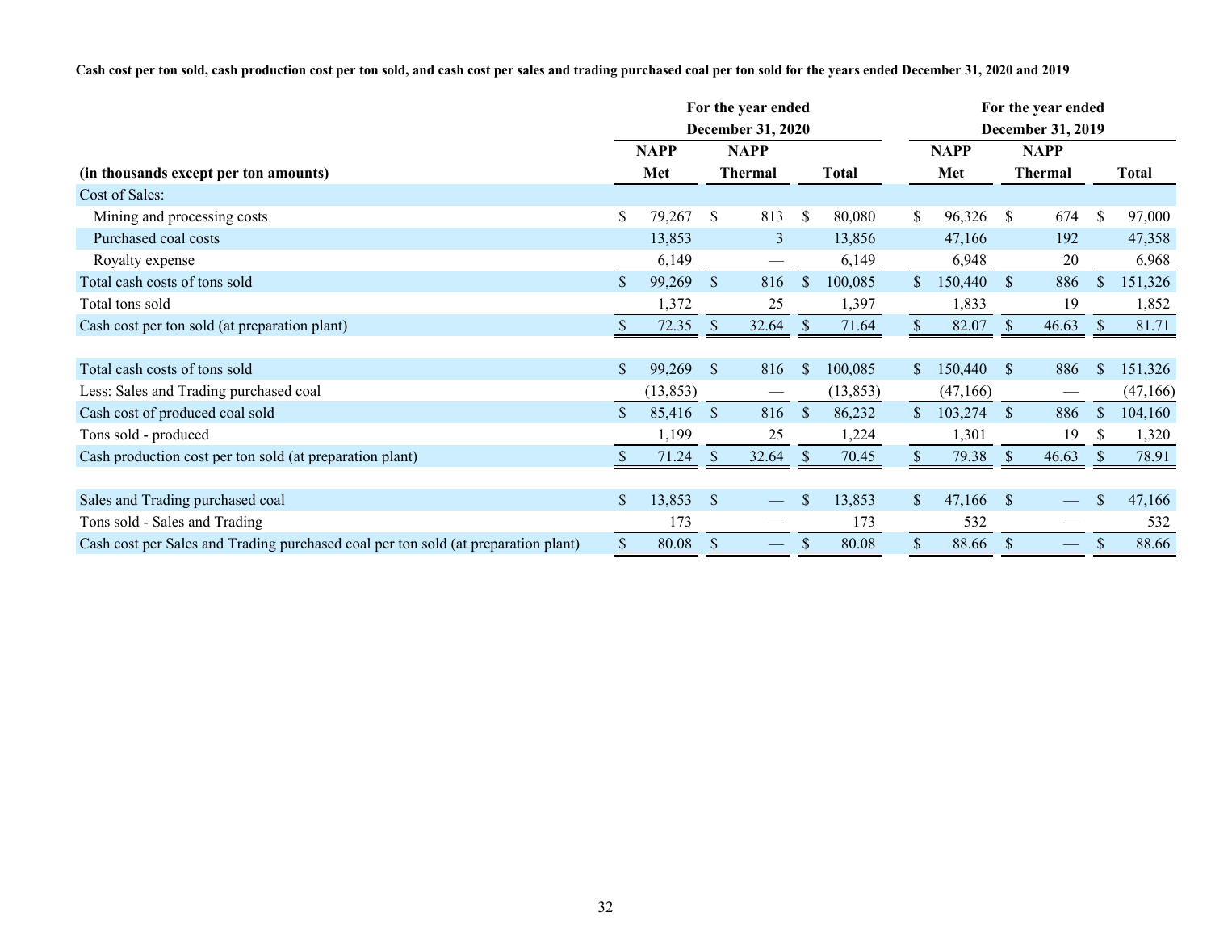**Cash cost per ton sold, cash production cost per ton sold, and cash cost per sales and trading purchased coal per ton sold for the years ended December 31, 2020 and 2019**

| | For the year ended December 31, 2020 | | | For the year ended December 31, 2019 | | |
|---|---|---|---|---|---|---|
| (in thousands except per ton amounts) | NAPP Met | NAPP Thermal | Total | NAPP Met | NAPP Thermal | Total |
| Cost of Sales: | | | | | | |
| Mining and processing costs | $ 79,267 | $ 813 | $ 80,080 | $ 96,326 | $ 674 | $ 97,000 |
| Purchased coal costs | 13,853 | 3 | 13,856 | 47,166 | 192 | 47,358 |
| Royalty expense | 6,149 | — | 6,149 | 6,948 | 20 | 6,968 |
| Total cash costs of tons sold | $ 99,269 | $ 816 | $ 100,085 | $ 150,440 | $ 886 | $ 151,326 |
| Total tons sold | 1,372 | 25 | 1,397 | 1,833 | 19 | 1,852 |
| Cash cost per ton sold (at preparation plant) | $ 72.35 | $ 32.64 | $ 71.64 | $ 82.07 | $ 46.63 | $ 81.71 |
| | | | | | | |
| Total cash costs of tons sold | $ 99,269 | $ 816 | $ 100,085 | $ 150,440 | $ 886 | $ 151,326 |
| Less: Sales and Trading purchased coal | (13,853) | — | (13,853) | (47,166) | — | (47,166) |
| Cash cost of produced coal sold | $ 85,416 | $ 816 | $ 86,232 | $ 103,274 | $ 886 | $ 104,160 |
| Tons sold - produced | 1,199 | 25 | 1,224 | 1,301 | 19 | $ 1,320 |
| Cash production cost per ton sold (at preparation plant) | $ 71.24 | $ 32.64 | $ 70.45 | $ 79.38 | $ 46.63 | $ 78.91 |
| | | | | | | |
| Sales and Trading purchased coal | $ 13,853 | $ — | $ 13,853 | $ 47,166 | $ — | $ 47,166 |
| Tons sold - Sales and Trading | 173 | — | 173 | 532 | — | 532 |
| Cash cost per Sales and Trading purchased coal per ton sold (at preparation plant) | $ 80.08 | $ — | $ 80.08 | $ 88.66 | $ — | $ 88.66 |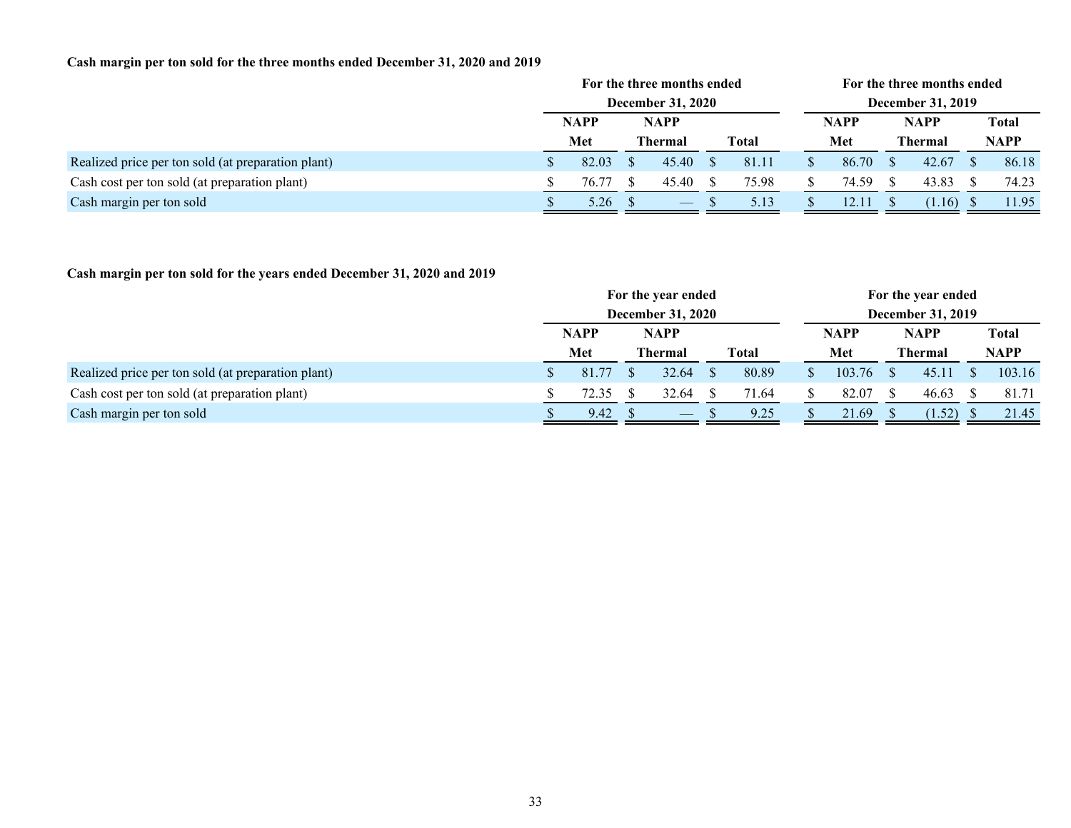**Cash margin per ton sold for the three months ended December 31, 2020 and 2019**

| | For the three months ended December 31, 2020 | | | For the three months ended December 31, 2019 | | |
|---|---|---|---|---|---|---|
| | NAPP Met | NAPP Thermal | Total | NAPP Met | NAPP Thermal | Total NAPP |
| Realized price per ton sold (at preparation plant) | $ 82.03 | $ 45.40 | $ 81.11 | $ 86.70 | $ 42.67 | $ 86.18 |
| Cash cost per ton sold (at preparation plant) | $ 76.77 | $ 45.40 | $ 75.98 | $ 74.59 | $ 43.83 | $ 74.23 |
| Cash margin per ton sold | $ 5.26 | $ — | $ 5.13 | $ 12.11 | $ (1.16) | $ 11.95 |

**Cash margin per ton sold for the years ended December 31, 2020 and 2019**

| | For the year ended December 31, 2020 | | | For the year ended December 31, 2019 | | |
|---|---|---|---|---|---|---|
| | NAPP Met | NAPP Thermal | Total | NAPP Met | NAPP Thermal | Total NAPP |
| Realized price per ton sold (at preparation plant) | $ 81.77 | $ 32.64 | $ 80.89 | $ 103.76 | $ 45.11 | $ 103.16 |
| Cash cost per ton sold (at preparation plant) | $ 72.35 | $ 32.64 | $ 71.64 | $ 82.07 | $ 46.63 | $ 81.71 |
| Cash margin per ton sold | $ 9.42 | $ — | $ 9.25 | $ 21.69 | $ (1.52) | $ 21.45 |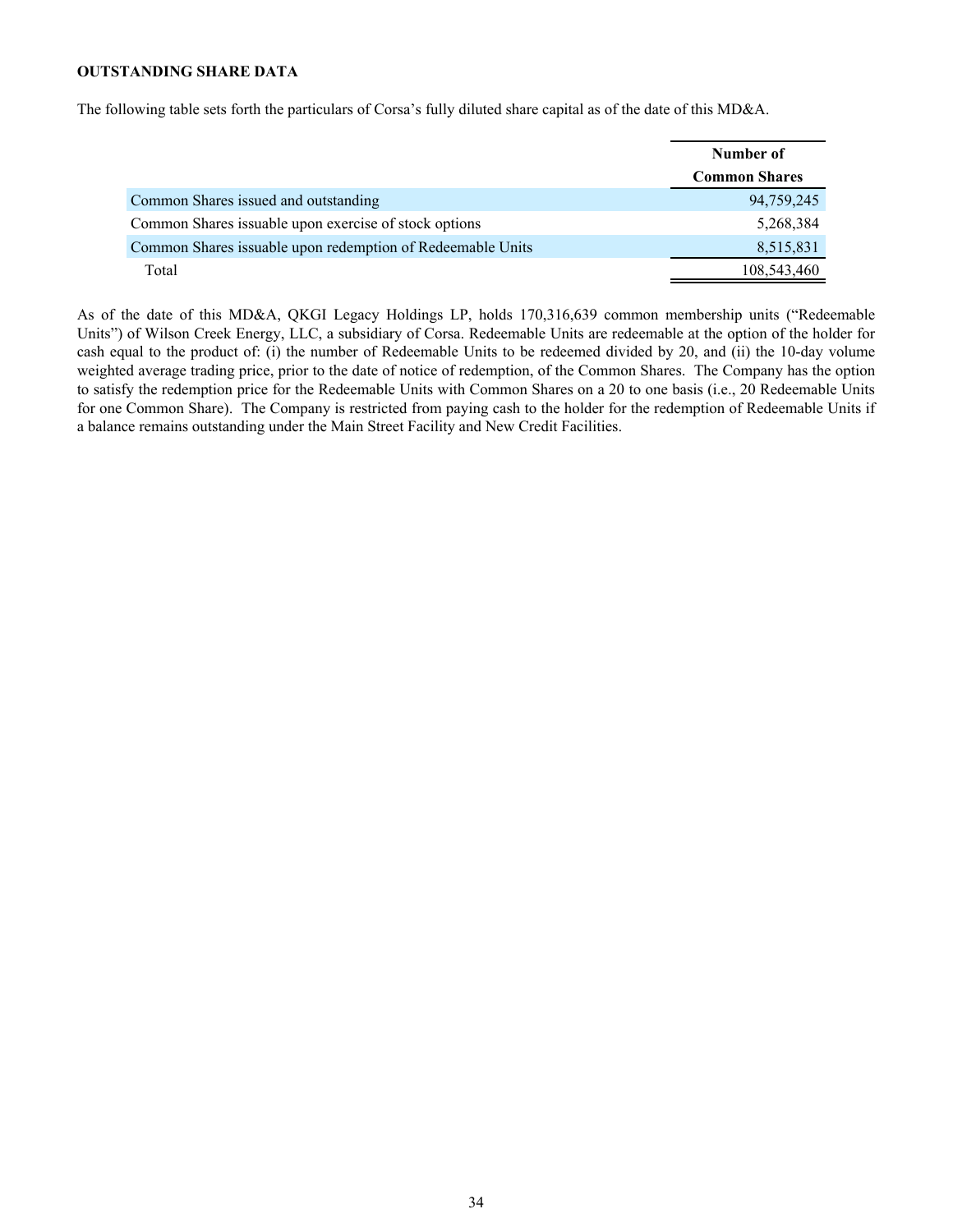**OUTSTANDING SHARE DATA**

The following table sets forth the particulars of Corsa's fully diluted share capital as of the date of this MD&A.

| | Number of Common Shares |
|---|---:|
| Common Shares issued and outstanding | 94,759,245 |
| Common Shares issuable upon exercise of stock options | 5,268,384 |
| Common Shares issuable upon redemption of Redeemable Units | 8,515,831 |
| Total | 108,543,460 |

As of the date of this MD&A, QKGI Legacy Holdings LP, holds 170,316,639 common membership units ("Redeemable Units") of Wilson Creek Energy, LLC, a subsidiary of Corsa. Redeemable Units are redeemable at the option of the holder for cash equal to the product of: (i) the number of Redeemable Units to be redeemed divided by 20, and (ii) the 10-day volume weighted average trading price, prior to the date of notice of redemption, of the Common Shares. The Company has the option to satisfy the redemption price for the Redeemable Units with Common Shares on a 20 to one basis (i.e., 20 Redeemable Units for one Common Share). The Company is restricted from paying cash to the holder for the redemption of Redeemable Units if a balance remains outstanding under the Main Street Facility and New Credit Facilities.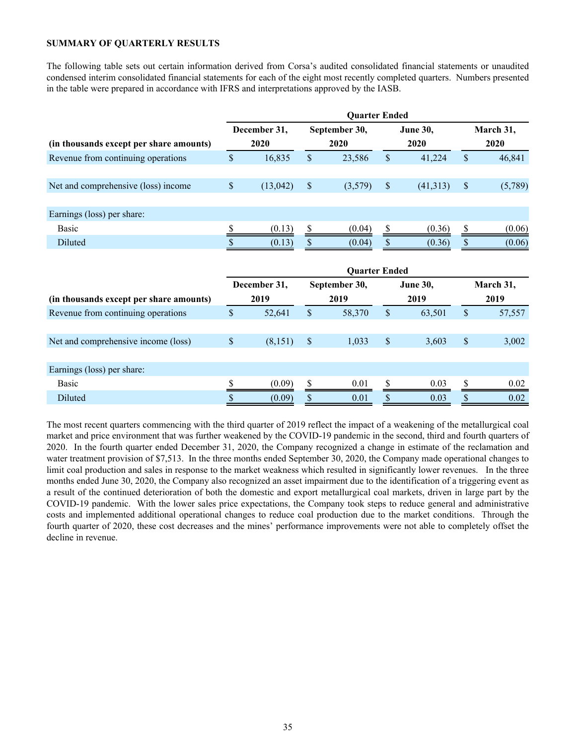**SUMMARY OF QUARTERLY RESULTS**

The following table sets out certain information derived from Corsa's audited consolidated financial statements or unaudited condensed interim consolidated financial statements for each of the eight most recently completed quarters. Numbers presented in the table were prepared in accordance with IFRS and interpretations approved by the IASB.

| | Quarter Ended | | | |
|---|---|---|---|---|
| **(in thousands except per share amounts)** | **December 31, 2020** | **September 30, 2020** | **June 30, 2020** | **March 31, 2020** |
| Revenue from continuing operations | $ 16,835 | $ 23,586 | $ 41,224 | $ 46,841 |
| Net and comprehensive (loss) income | $ (13,042) | $ (3,579) | $ (41,313) | $ (5,789) |
| Earnings (loss) per share: | | | | |
| Basic | $ (0.13) | $ (0.04) | $ (0.36) | $ (0.06) |
| Diluted | $ (0.13) | $ (0.04) | $ (0.36) | $ (0.06) |

| | Quarter Ended | | | |
|---|---|---|---|---|
| **(in thousands except per share amounts)** | **December 31, 2019** | **September 30, 2019** | **June 30, 2019** | **March 31, 2019** |
| Revenue from continuing operations | $ 52,641 | $ 58,370 | $ 63,501 | $ 57,557 |
| Net and comprehensive income (loss) | $ (8,151) | $ 1,033 | $ 3,603 | $ 3,002 |
| Earnings (loss) per share: | | | | |
| Basic | $ (0.09) | $ 0.01 | $ 0.03 | $ 0.02 |
| Diluted | $ (0.09) | $ 0.01 | $ 0.03 | $ 0.02 |

The most recent quarters commencing with the third quarter of 2019 reflect the impact of a weakening of the metallurgical coal market and price environment that was further weakened by the COVID-19 pandemic in the second, third and fourth quarters of 2020. In the fourth quarter ended December 31, 2020, the Company recognized a change in estimate of the reclamation and water treatment provision of $7,513. In the three months ended September 30, 2020, the Company made operational changes to limit coal production and sales in response to the market weakness which resulted in significantly lower revenues. In the three months ended June 30, 2020, the Company also recognized an asset impairment due to the identification of a triggering event as a result of the continued deterioration of both the domestic and export metallurgical coal markets, driven in large part by the COVID-19 pandemic. With the lower sales price expectations, the Company took steps to reduce general and administrative costs and implemented additional operational changes to reduce coal production due to the market conditions. Through the fourth quarter of 2020, these cost decreases and the mines' performance improvements were not able to completely offset the decline in revenue.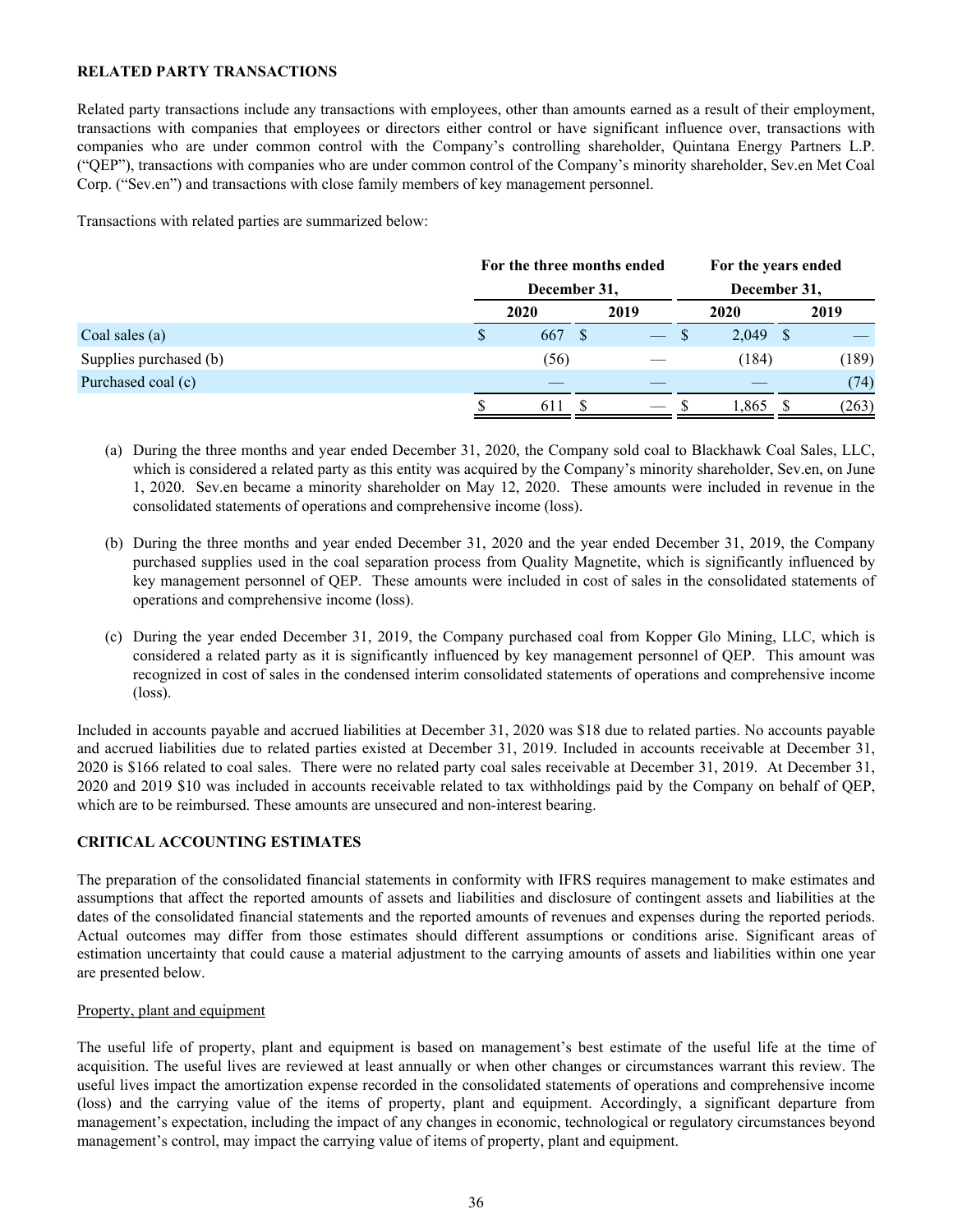**RELATED PARTY TRANSACTIONS**

Related party transactions include any transactions with employees, other than amounts earned as a result of their employment, transactions with companies that employees or directors either control or have significant influence over, transactions with companies who are under common control with the Company's controlling shareholder, Quintana Energy Partners L.P. ("QEP"), transactions with companies who are under common control of the Company's minority shareholder, Sev.en Met Coal Corp. ("Sev.en") and transactions with close family members of key management personnel.

Transactions with related parties are summarized below:

| | For the three months ended December 31, | | For the years ended December 31, | |
|---|---|---|---|---|
| | 2020 | 2019 | 2020 | 2019 |
| Coal sales (a) | $ 667 | $ — | $ 2,049 | $ — |
| Supplies purchased (b) | (56) | — | (184) | (189) |
| Purchased coal (c) | — | — | — | (74) |
| | $ 611 | $ — | $ 1,865 | $ (263) |

(a) During the three months and year ended December 31, 2020, the Company sold coal to Blackhawk Coal Sales, LLC, which is considered a related party as this entity was acquired by the Company's minority shareholder, Sev.en, on June 1, 2020. Sev.en became a minority shareholder on May 12, 2020. These amounts were included in revenue in the consolidated statements of operations and comprehensive income (loss).

(b) During the three months and year ended December 31, 2020 and the year ended December 31, 2019, the Company purchased supplies used in the coal separation process from Quality Magnetite, which is significantly influenced by key management personnel of QEP. These amounts were included in cost of sales in the consolidated statements of operations and comprehensive income (loss).

(c) During the year ended December 31, 2019, the Company purchased coal from Kopper Glo Mining, LLC, which is considered a related party as it is significantly influenced by key management personnel of QEP. This amount was recognized in cost of sales in the condensed interim consolidated statements of operations and comprehensive income (loss).

Included in accounts payable and accrued liabilities at December 31, 2020 was $18 due to related parties. No accounts payable and accrued liabilities due to related parties existed at December 31, 2019. Included in accounts receivable at December 31, 2020 is $166 related to coal sales. There were no related party coal sales receivable at December 31, 2019. At December 31, 2020 and 2019 $10 was included in accounts receivable related to tax withholdings paid by the Company on behalf of QEP, which are to be reimbursed. These amounts are unsecured and non-interest bearing.

**CRITICAL ACCOUNTING ESTIMATES**

The preparation of the consolidated financial statements in conformity with IFRS requires management to make estimates and assumptions that affect the reported amounts of assets and liabilities and disclosure of contingent assets and liabilities at the dates of the consolidated financial statements and the reported amounts of revenues and expenses during the reported periods. Actual outcomes may differ from those estimates should different assumptions or conditions arise. Significant areas of estimation uncertainty that could cause a material adjustment to the carrying amounts of assets and liabilities within one year are presented below.

Property, plant and equipment

The useful life of property, plant and equipment is based on management's best estimate of the useful life at the time of acquisition. The useful lives are reviewed at least annually or when other changes or circumstances warrant this review. The useful lives impact the amortization expense recorded in the consolidated statements of operations and comprehensive income (loss) and the carrying value of the items of property, plant and equipment. Accordingly, a significant departure from management's expectation, including the impact of any changes in economic, technological or regulatory circumstances beyond management's control, may impact the carrying value of items of property, plant and equipment.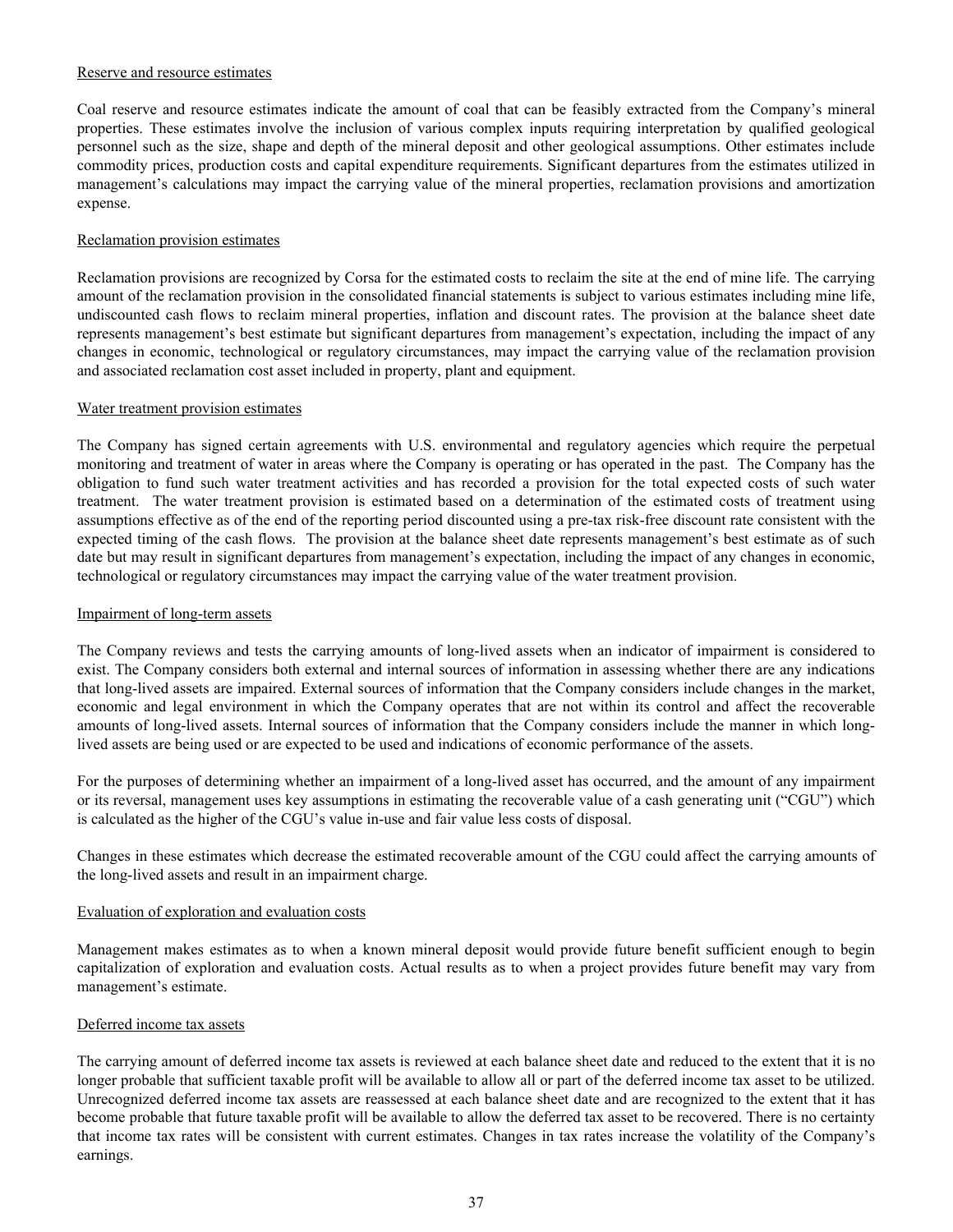### Reserve and resource estimates

Coal reserve and resource estimates indicate the amount of coal that can be feasibly extracted from the Company's mineral properties. These estimates involve the inclusion of various complex inputs requiring interpretation by qualified geological personnel such as the size, shape and depth of the mineral deposit and other geological assumptions. Other estimates include commodity prices, production costs and capital expenditure requirements. Significant departures from the estimates utilized in management's calculations may impact the carrying value of the mineral properties, reclamation provisions and amortization expense.

### Reclamation provision estimates

Reclamation provisions are recognized by Corsa for the estimated costs to reclaim the site at the end of mine life. The carrying amount of the reclamation provision in the consolidated financial statements is subject to various estimates including mine life, undiscounted cash flows to reclaim mineral properties, inflation and discount rates. The provision at the balance sheet date represents management's best estimate but significant departures from management's expectation, including the impact of any changes in economic, technological or regulatory circumstances, may impact the carrying value of the reclamation provision and associated reclamation cost asset included in property, plant and equipment.

### Water treatment provision estimates

The Company has signed certain agreements with U.S. environmental and regulatory agencies which require the perpetual monitoring and treatment of water in areas where the Company is operating or has operated in the past. The Company has the obligation to fund such water treatment activities and has recorded a provision for the total expected costs of such water treatment. The water treatment provision is estimated based on a determination of the estimated costs of treatment using assumptions effective as of the end of the reporting period discounted using a pre-tax risk-free discount rate consistent with the expected timing of the cash flows. The provision at the balance sheet date represents management's best estimate as of such date but may result in significant departures from management's expectation, including the impact of any changes in economic, technological or regulatory circumstances may impact the carrying value of the water treatment provision.

### Impairment of long-term assets

The Company reviews and tests the carrying amounts of long-lived assets when an indicator of impairment is considered to exist. The Company considers both external and internal sources of information in assessing whether there are any indications that long-lived assets are impaired. External sources of information that the Company considers include changes in the market, economic and legal environment in which the Company operates that are not within its control and affect the recoverable amounts of long-lived assets. Internal sources of information that the Company considers include the manner in which long-lived assets are being used or are expected to be used and indications of economic performance of the assets.

For the purposes of determining whether an impairment of a long-lived asset has occurred, and the amount of any impairment or its reversal, management uses key assumptions in estimating the recoverable value of a cash generating unit ("CGU") which is calculated as the higher of the CGU's value in-use and fair value less costs of disposal.

Changes in these estimates which decrease the estimated recoverable amount of the CGU could affect the carrying amounts of the long-lived assets and result in an impairment charge.

### Evaluation of exploration and evaluation costs

Management makes estimates as to when a known mineral deposit would provide future benefit sufficient enough to begin capitalization of exploration and evaluation costs. Actual results as to when a project provides future benefit may vary from management's estimate.

### Deferred income tax assets

The carrying amount of deferred income tax assets is reviewed at each balance sheet date and reduced to the extent that it is no longer probable that sufficient taxable profit will be available to allow all or part of the deferred income tax asset to be utilized. Unrecognized deferred income tax assets are reassessed at each balance sheet date and are recognized to the extent that it has become probable that future taxable profit will be available to allow the deferred tax asset to be recovered. There is no certainty that income tax rates will be consistent with current estimates. Changes in tax rates increase the volatility of the Company's earnings.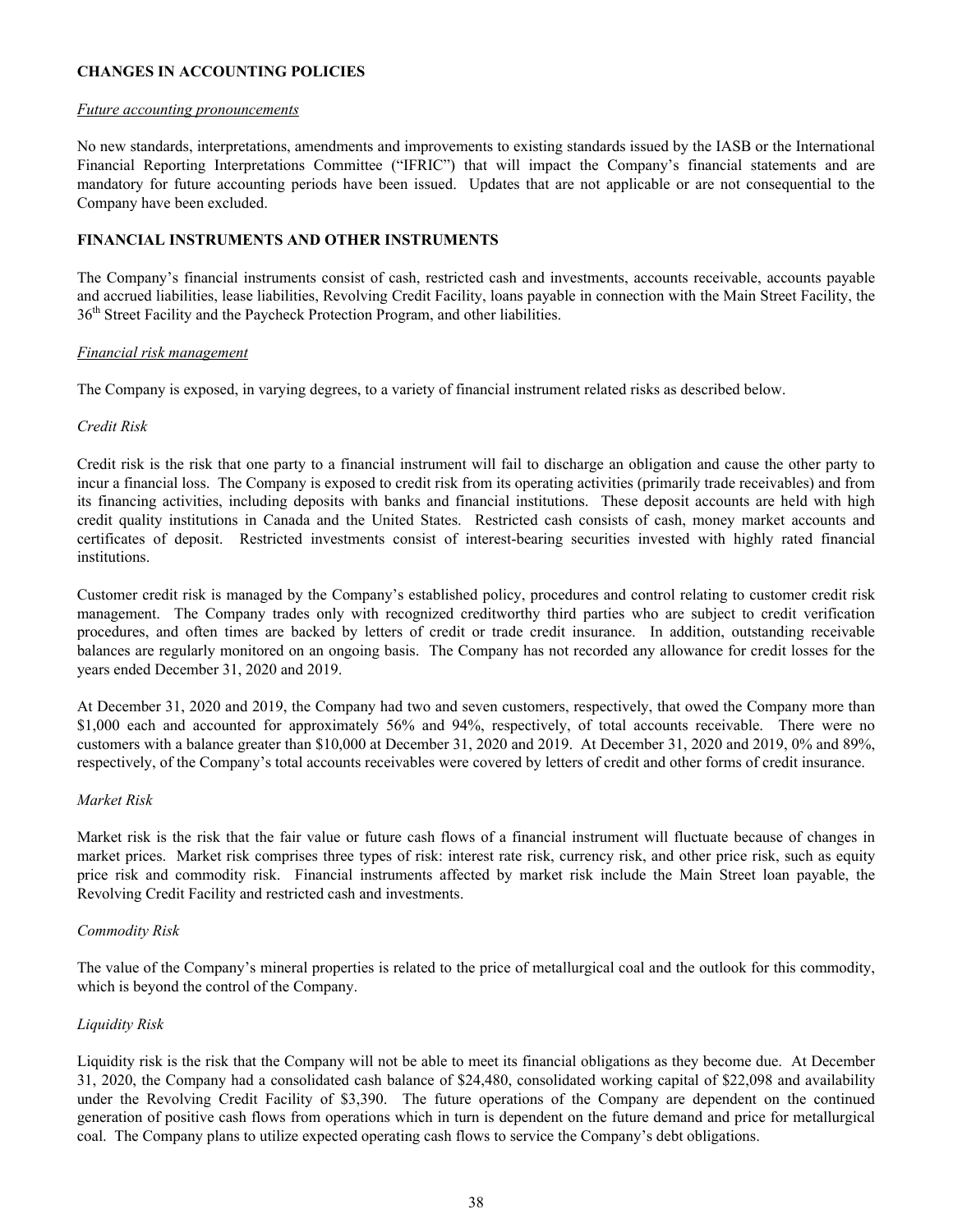**CHANGES IN ACCOUNTING POLICIES**

*Future accounting pronouncements*

No new standards, interpretations, amendments and improvements to existing standards issued by the IASB or the International Financial Reporting Interpretations Committee ("IFRIC") that will impact the Company's financial statements and are mandatory for future accounting periods have been issued. Updates that are not applicable or are not consequential to the Company have been excluded.

**FINANCIAL INSTRUMENTS AND OTHER INSTRUMENTS**

The Company's financial instruments consist of cash, restricted cash and investments, accounts receivable, accounts payable and accrued liabilities, lease liabilities, Revolving Credit Facility, loans payable in connection with the Main Street Facility, the 36th Street Facility and the Paycheck Protection Program, and other liabilities.

*Financial risk management*

The Company is exposed, in varying degrees, to a variety of financial instrument related risks as described below.

*Credit Risk*

Credit risk is the risk that one party to a financial instrument will fail to discharge an obligation and cause the other party to incur a financial loss. The Company is exposed to credit risk from its operating activities (primarily trade receivables) and from its financing activities, including deposits with banks and financial institutions. These deposit accounts are held with high credit quality institutions in Canada and the United States. Restricted cash consists of cash, money market accounts and certificates of deposit. Restricted investments consist of interest-bearing securities invested with highly rated financial institutions.

Customer credit risk is managed by the Company's established policy, procedures and control relating to customer credit risk management. The Company trades only with recognized creditworthy third parties who are subject to credit verification procedures, and often times are backed by letters of credit or trade credit insurance. In addition, outstanding receivable balances are regularly monitored on an ongoing basis. The Company has not recorded any allowance for credit losses for the years ended December 31, 2020 and 2019.

At December 31, 2020 and 2019, the Company had two and seven customers, respectively, that owed the Company more than \$1,000 each and accounted for approximately 56% and 94%, respectively, of total accounts receivable. There were no customers with a balance greater than \$10,000 at December 31, 2020 and 2019. At December 31, 2020 and 2019, 0% and 89%, respectively, of the Company's total accounts receivables were covered by letters of credit and other forms of credit insurance.

*Market Risk*

Market risk is the risk that the fair value or future cash flows of a financial instrument will fluctuate because of changes in market prices. Market risk comprises three types of risk: interest rate risk, currency risk, and other price risk, such as equity price risk and commodity risk. Financial instruments affected by market risk include the Main Street loan payable, the Revolving Credit Facility and restricted cash and investments.

*Commodity Risk*

The value of the Company's mineral properties is related to the price of metallurgical coal and the outlook for this commodity, which is beyond the control of the Company.

*Liquidity Risk*

Liquidity risk is the risk that the Company will not be able to meet its financial obligations as they become due. At December 31, 2020, the Company had a consolidated cash balance of \$24,480, consolidated working capital of \$22,098 and availability under the Revolving Credit Facility of \$3,390. The future operations of the Company are dependent on the continued generation of positive cash flows from operations which in turn is dependent on the future demand and price for metallurgical coal. The Company plans to utilize expected operating cash flows to service the Company's debt obligations.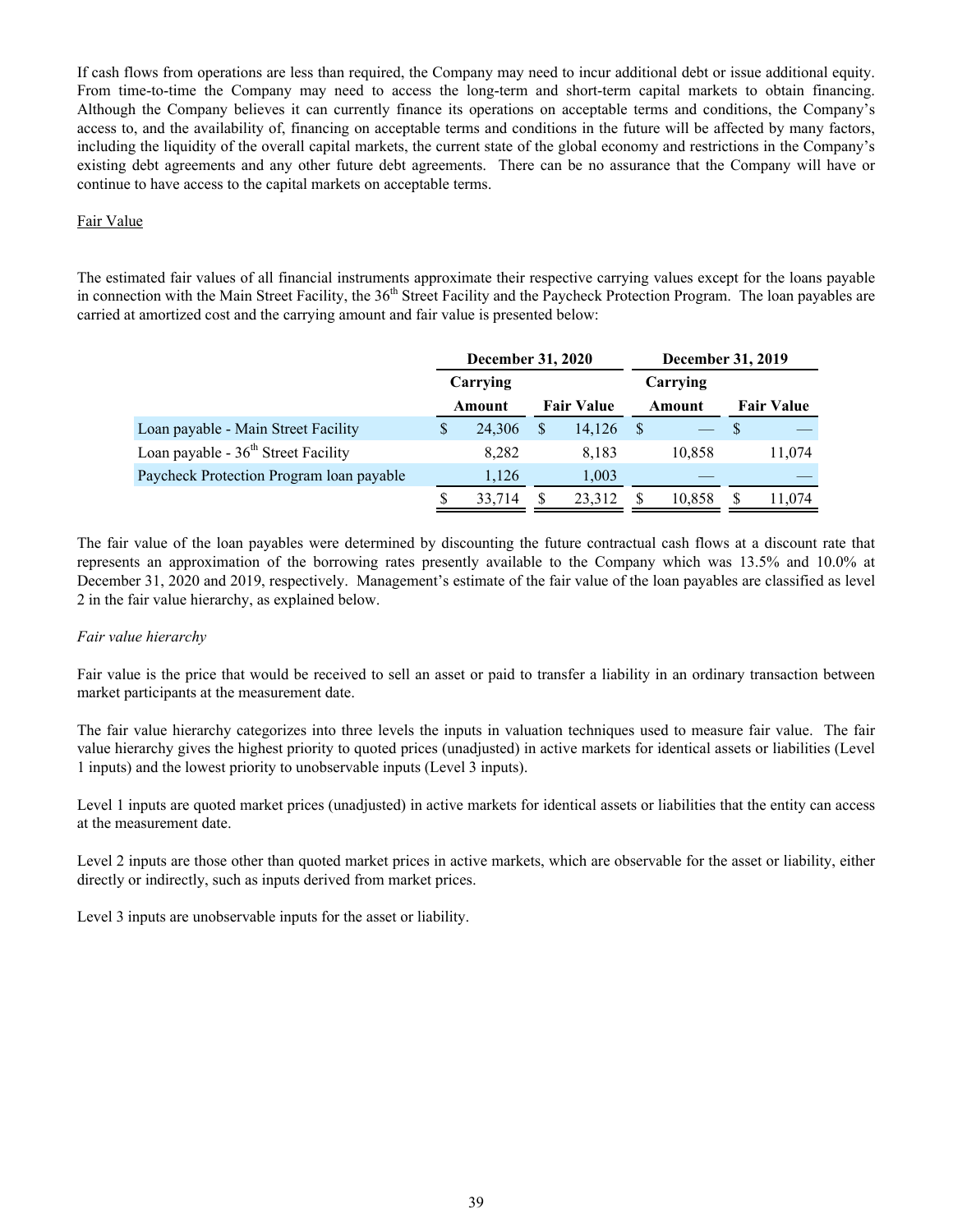If cash flows from operations are less than required, the Company may need to incur additional debt or issue additional equity. From time-to-time the Company may need to access the long-term and short-term capital markets to obtain financing. Although the Company believes it can currently finance its operations on acceptable terms and conditions, the Company's access to, and the availability of, financing on acceptable terms and conditions in the future will be affected by many factors, including the liquidity of the overall capital markets, the current state of the global economy and restrictions in the Company's existing debt agreements and any other future debt agreements. There can be no assurance that the Company will have or continue to have access to the capital markets on acceptable terms.

Fair Value

The estimated fair values of all financial instruments approximate their respective carrying values except for the loans payable in connection with the Main Street Facility, the 36th Street Facility and the Paycheck Protection Program. The loan payables are carried at amortized cost and the carrying amount and fair value is presented below:

| | December 31, 2020 | | December 31, 2019 | |
|---|---|---|---|---|
| | Carrying Amount | Fair Value | Carrying Amount | Fair Value |
| Loan payable - Main Street Facility | $ 24,306 | $ 14,126 | $ — | $ — |
| Loan payable - 36th Street Facility | 8,282 | 8,183 | 10,858 | 11,074 |
| Paycheck Protection Program loan payable | 1,126 | 1,003 | — | — |
| | $ 33,714 | $ 23,312 | $ 10,858 | $ 11,074 |

The fair value of the loan payables were determined by discounting the future contractual cash flows at a discount rate that represents an approximation of the borrowing rates presently available to the Company which was 13.5% and 10.0% at December 31, 2020 and 2019, respectively. Management's estimate of the fair value of the loan payables are classified as level 2 in the fair value hierarchy, as explained below.

*Fair value hierarchy*

Fair value is the price that would be received to sell an asset or paid to transfer a liability in an ordinary transaction between market participants at the measurement date.

The fair value hierarchy categorizes into three levels the inputs in valuation techniques used to measure fair value. The fair value hierarchy gives the highest priority to quoted prices (unadjusted) in active markets for identical assets or liabilities (Level 1 inputs) and the lowest priority to unobservable inputs (Level 3 inputs).

Level 1 inputs are quoted market prices (unadjusted) in active markets for identical assets or liabilities that the entity can access at the measurement date.

Level 2 inputs are those other than quoted market prices in active markets, which are observable for the asset or liability, either directly or indirectly, such as inputs derived from market prices.

Level 3 inputs are unobservable inputs for the asset or liability.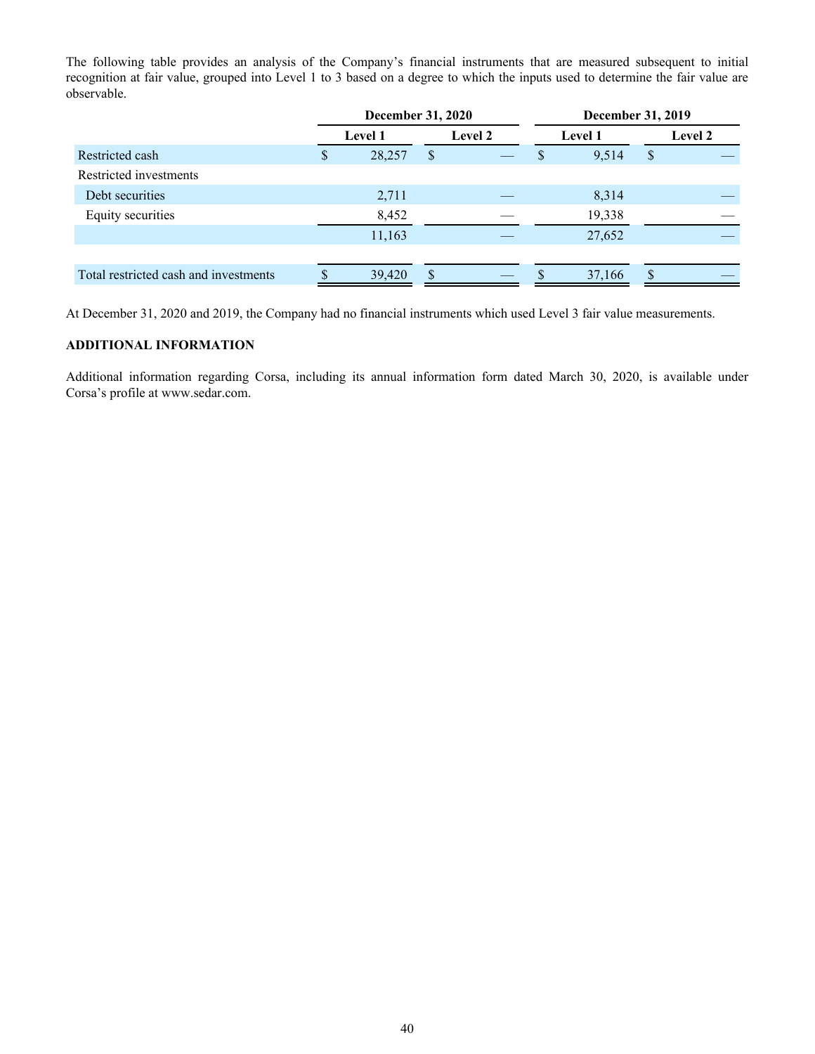The following table provides an analysis of the Company's financial instruments that are measured subsequent to initial recognition at fair value, grouped into Level 1 to 3 based on a degree to which the inputs used to determine the fair value are observable.

| | December 31, 2020 | | December 31, 2019 | |
|---|---|---|---|---|
| | Level 1 | Level 2 | Level 1 | Level 2 |
| Restricted cash | $ 28,257 | $ — | $ 9,514 | $ — |
| Restricted investments | | | | |
| Debt securities | 2,711 | — | 8,314 | — |
| Equity securities | 8,452 | — | 19,338 | — |
| | 11,163 | — | 27,652 | — |
| Total restricted cash and investments | $ 39,420 | $ — | $ 37,166 | $ — |

At December 31, 2020 and 2019, the Company had no financial instruments which used Level 3 fair value measurements.

**ADDITIONAL INFORMATION**

Additional information regarding Corsa, including its annual information form dated March 30, 2020, is available under Corsa's profile at www.sedar.com.